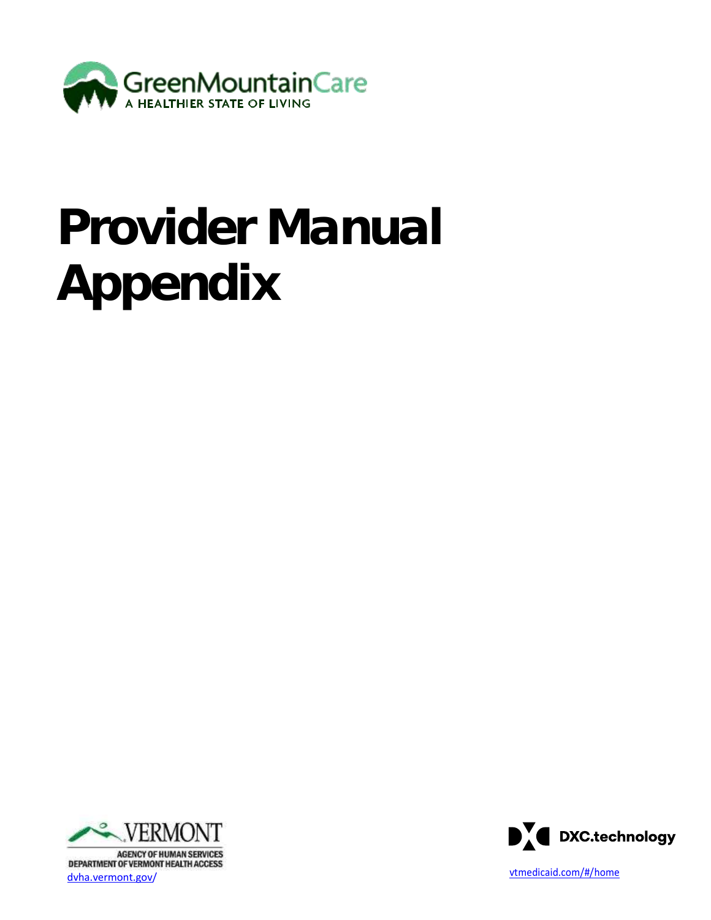GreenMountainCare

A HEALTHIER STATE OF LIVING

# Provider Manual Appendix

VERMONT

AGENCY OF HUMAN SERVICES
DEPARTMENT OF VERMONT HEALTH ACCESS

dvha.vermont.gov/

DXC.technology

vtmedicaid.com/#/home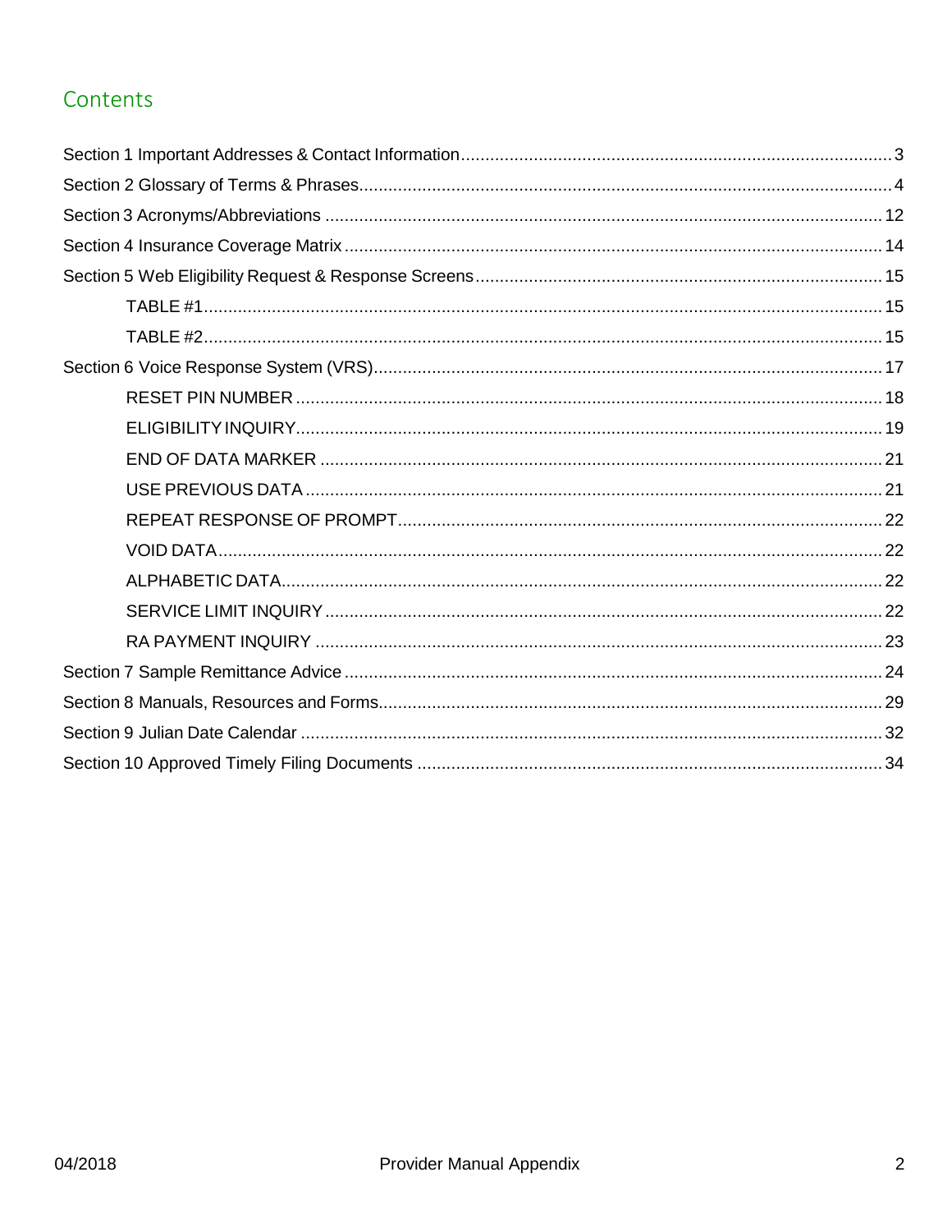## Contents

Section 1 Important Addresses & Contact Information........................................................................................3

Section 2 Glossary of Terms & Phrases............................................................................................................4

Section 3 Acronyms/Abbreviations ..................................................................................................................12

Section 4 Insurance Coverage Matrix ..............................................................................................................14

Section 5 Web Eligibility Request & Response Screens...................................................................................15

- TABLE #1...........................................................................................................................................15
- TABLE #2...........................................................................................................................................15

Section 6 Voice Response System (VRS)........................................................................................................17

- RESET PIN NUMBER .........................................................................................................................18
- ELIGIBILITY INQUIRY........................................................................................................................19
- END OF DATA MARKER ....................................................................................................................21
- USE PREVIOUS DATA .......................................................................................................................21
- REPEAT RESPONSE OF PROMPT....................................................................................................22
- VOID DATA.........................................................................................................................................22
- ALPHABETIC DATA............................................................................................................................22
- SERVICE LIMIT INQUIRY ..................................................................................................................22
- RA PAYMENT INQUIRY .....................................................................................................................23

Section 7 Sample Remittance Advice ..............................................................................................................24

Section 8 Manuals, Resources and Forms.......................................................................................................29

Section 9 Julian Date Calendar .......................................................................................................................32

Section 10 Approved Timely Filing Documents ...............................................................................................34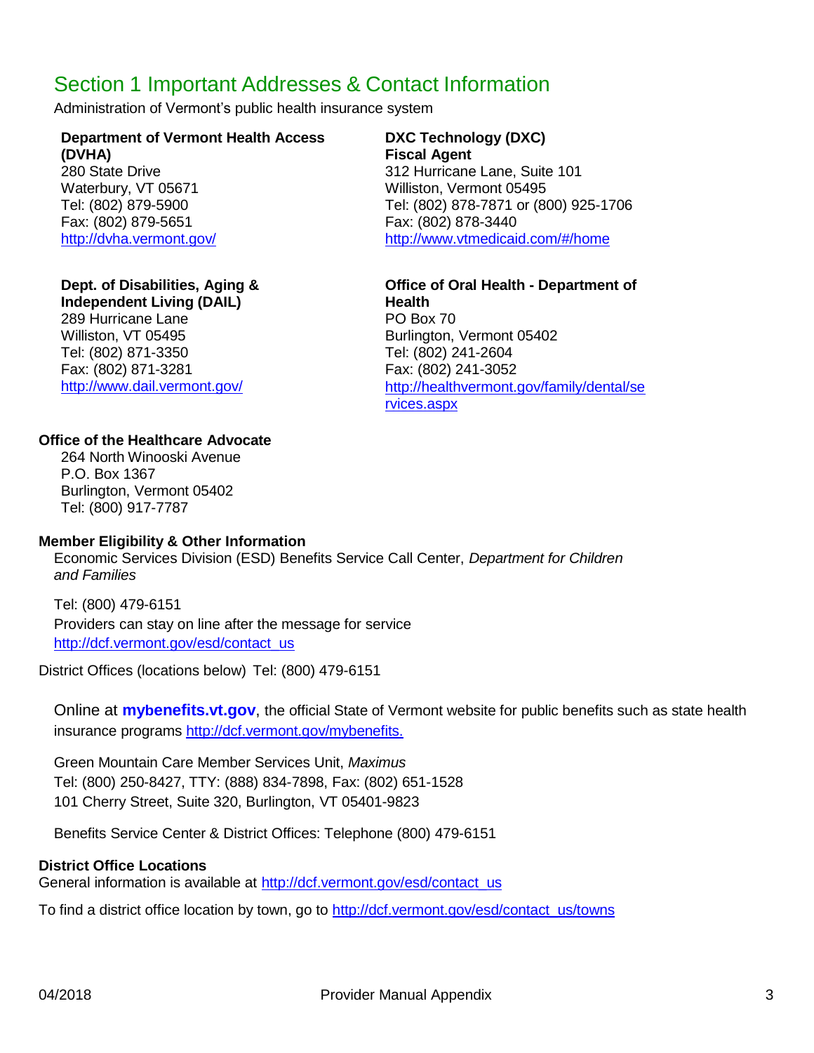# Section 1 Important Addresses & Contact Information

Administration of Vermont's public health insurance system

**Department of Vermont Health Access (DVHA)**
280 State Drive
Waterbury, VT 05671
Tel: (802) 879-5900
Fax: (802) 879-5651
http://dvha.vermont.gov/

**DXC Technology (DXC)**
**Fiscal Agent**
312 Hurricane Lane, Suite 101
Williston, Vermont 05495
Tel: (802) 878-7871 or (800) 925-1706
Fax: (802) 878-3440
http://www.vtmedicaid.com/#/home

**Dept. of Disabilities, Aging & Independent Living (DAIL)**
289 Hurricane Lane
Williston, VT 05495
Tel: (802) 871-3350
Fax: (802) 871-3281
http://www.dail.vermont.gov/

**Office of Oral Health - Department of Health**
PO Box 70
Burlington, Vermont 05402
Tel: (802) 241-2604
Fax: (802) 241-3052
http://healthvermont.gov/family/dental/services.aspx

**Office of the Healthcare Advocate**
264 North Winooski Avenue
P.O. Box 1367
Burlington, Vermont 05402
Tel: (800) 917-7787

**Member Eligibility & Other Information**

Economic Services Division (ESD) Benefits Service Call Center, *Department for Children and Families*

Tel: (800) 479-6151
Providers can stay on line after the message for service
http://dcf.vermont.gov/esd/contact_us

District Offices (locations below) Tel: (800) 479-6151

Online at **mybenefits.vt.gov**, the official State of Vermont website for public benefits such as state health insurance programs http://dcf.vermont.gov/mybenefits.

Green Mountain Care Member Services Unit, *Maximus*
Tel: (800) 250-8427, TTY: (888) 834-7898, Fax: (802) 651-1528
101 Cherry Street, Suite 320, Burlington, VT 05401-9823

Benefits Service Center & District Offices: Telephone (800) 479-6151

**District Office Locations**

General information is available at http://dcf.vermont.gov/esd/contact_us

To find a district office location by town, go to http://dcf.vermont.gov/esd/contact_us/towns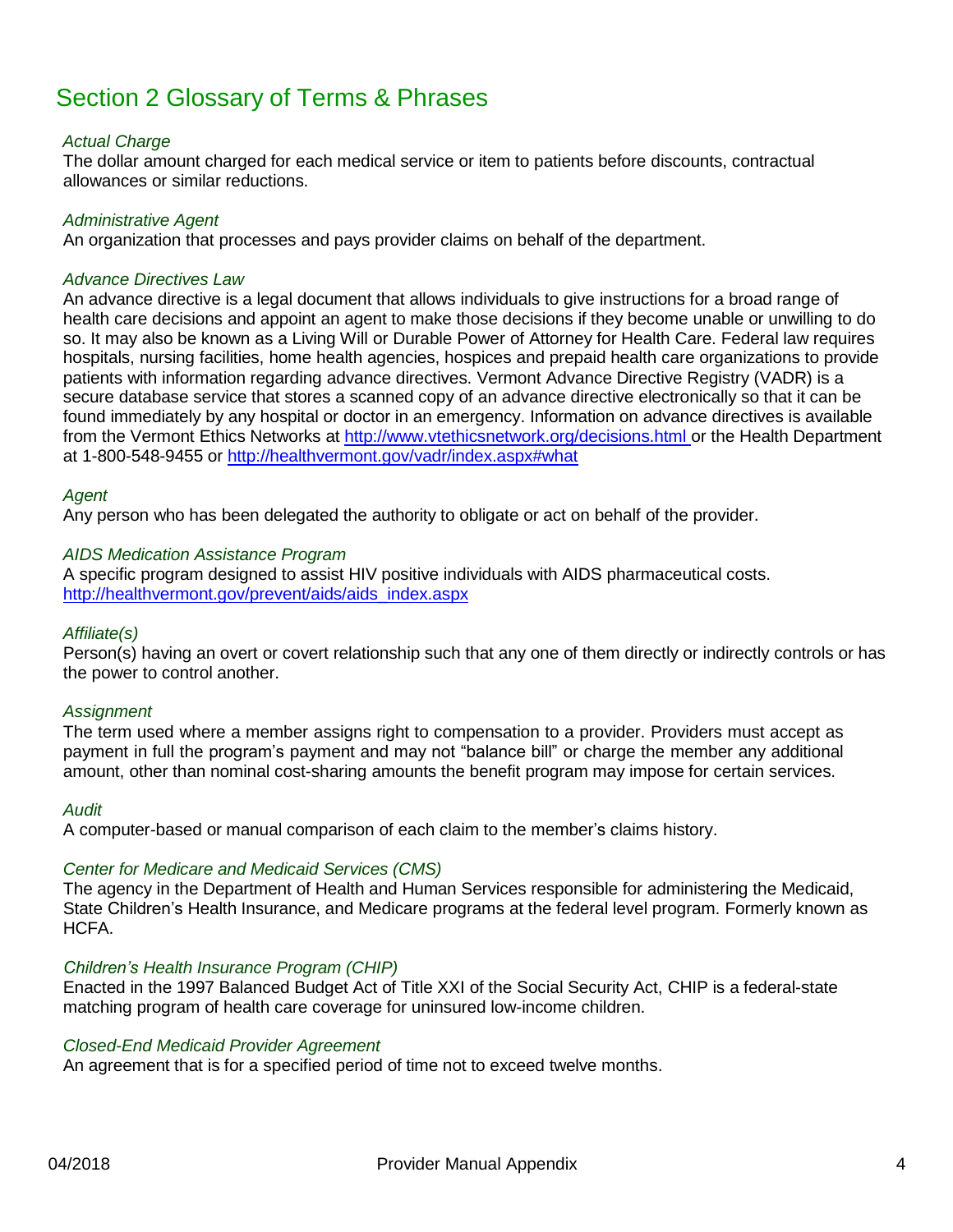# Section 2 Glossary of Terms & Phrases

*Actual Charge*

The dollar amount charged for each medical service or item to patients before discounts, contractual allowances or similar reductions.

*Administrative Agent*

An organization that processes and pays provider claims on behalf of the department.

*Advance Directives Law*

An advance directive is a legal document that allows individuals to give instructions for a broad range of health care decisions and appoint an agent to make those decisions if they become unable or unwilling to do so. It may also be known as a Living Will or Durable Power of Attorney for Health Care. Federal law requires hospitals, nursing facilities, home health agencies, hospices and prepaid health care organizations to provide patients with information regarding advance directives. Vermont Advance Directive Registry (VADR) is a secure database service that stores a scanned copy of an advance directive electronically so that it can be found immediately by any hospital or doctor in an emergency. Information on advance directives is available from the Vermont Ethics Networks at http://www.vtethicsnetwork.org/decisions.html or the Health Department at 1-800-548-9455 or http://healthvermont.gov/vadr/index.aspx#what

*Agent*

Any person who has been delegated the authority to obligate or act on behalf of the provider.

*AIDS Medication Assistance Program*

A specific program designed to assist HIV positive individuals with AIDS pharmaceutical costs.
http://healthvermont.gov/prevent/aids/aids_index.aspx

*Affiliate(s)*

Person(s) having an overt or covert relationship such that any one of them directly or indirectly controls or has the power to control another.

*Assignment*

The term used where a member assigns right to compensation to a provider. Providers must accept as payment in full the program's payment and may not "balance bill" or charge the member any additional amount, other than nominal cost-sharing amounts the benefit program may impose for certain services.

*Audit*

A computer-based or manual comparison of each claim to the member's claims history.

*Center for Medicare and Medicaid Services (CMS)*

The agency in the Department of Health and Human Services responsible for administering the Medicaid, State Children's Health Insurance, and Medicare programs at the federal level program. Formerly known as HCFA.

*Children's Health Insurance Program (CHIP)*

Enacted in the 1997 Balanced Budget Act of Title XXI of the Social Security Act, CHIP is a federal-state matching program of health care coverage for uninsured low-income children.

*Closed-End Medicaid Provider Agreement*

An agreement that is for a specified period of time not to exceed twelve months.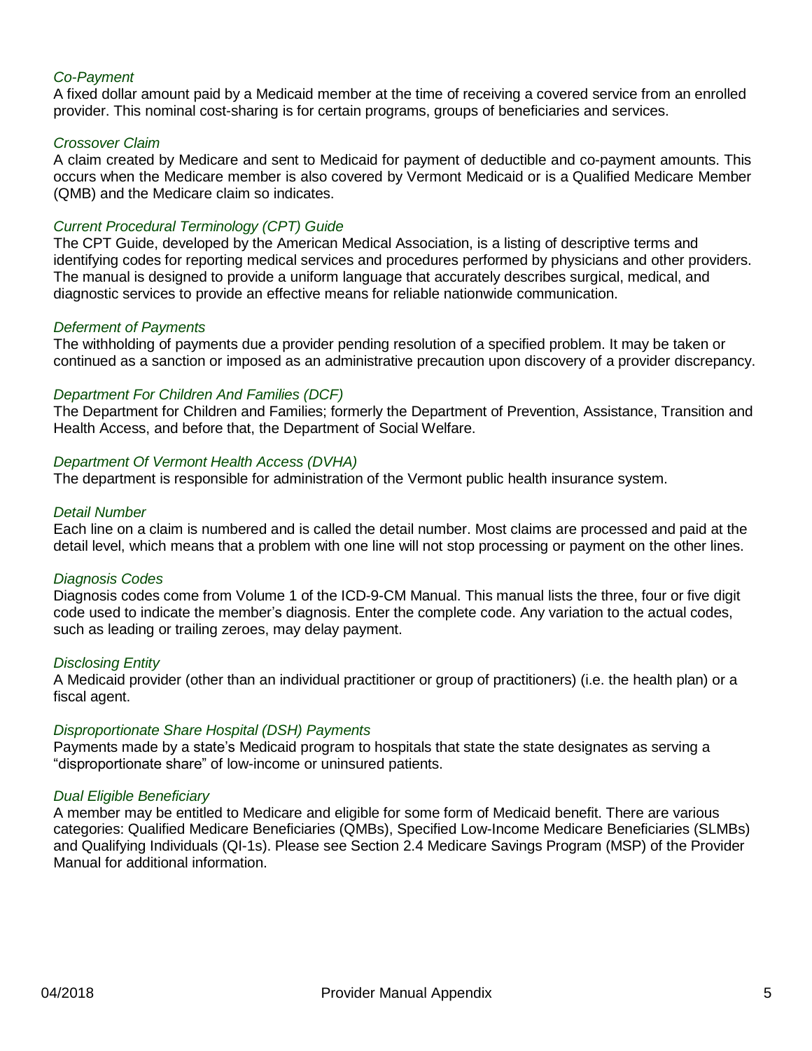*Co-Payment*

A fixed dollar amount paid by a Medicaid member at the time of receiving a covered service from an enrolled provider. This nominal cost-sharing is for certain programs, groups of beneficiaries and services.

*Crossover Claim*

A claim created by Medicare and sent to Medicaid for payment of deductible and co-payment amounts. This occurs when the Medicare member is also covered by Vermont Medicaid or is a Qualified Medicare Member (QMB) and the Medicare claim so indicates.

*Current Procedural Terminology (CPT) Guide*

The CPT Guide, developed by the American Medical Association, is a listing of descriptive terms and identifying codes for reporting medical services and procedures performed by physicians and other providers. The manual is designed to provide a uniform language that accurately describes surgical, medical, and diagnostic services to provide an effective means for reliable nationwide communication.

*Deferment of Payments*

The withholding of payments due a provider pending resolution of a specified problem. It may be taken or continued as a sanction or imposed as an administrative precaution upon discovery of a provider discrepancy.

*Department For Children And Families (DCF)*

The Department for Children and Families; formerly the Department of Prevention, Assistance, Transition and Health Access, and before that, the Department of Social Welfare.

*Department Of Vermont Health Access (DVHA)*

The department is responsible for administration of the Vermont public health insurance system.

*Detail Number*

Each line on a claim is numbered and is called the detail number. Most claims are processed and paid at the detail level, which means that a problem with one line will not stop processing or payment on the other lines.

*Diagnosis Codes*

Diagnosis codes come from Volume 1 of the ICD-9-CM Manual. This manual lists the three, four or five digit code used to indicate the member's diagnosis. Enter the complete code. Any variation to the actual codes, such as leading or trailing zeroes, may delay payment.

*Disclosing Entity*

A Medicaid provider (other than an individual practitioner or group of practitioners) (i.e. the health plan) or a fiscal agent.

*Disproportionate Share Hospital (DSH) Payments*

Payments made by a state's Medicaid program to hospitals that state the state designates as serving a "disproportionate share" of low-income or uninsured patients.

*Dual Eligible Beneficiary*

A member may be entitled to Medicare and eligible for some form of Medicaid benefit. There are various categories: Qualified Medicare Beneficiaries (QMBs), Specified Low-Income Medicare Beneficiaries (SLMBs) and Qualifying Individuals (QI-1s). Please see Section 2.4 Medicare Savings Program (MSP) of the Provider Manual for additional information.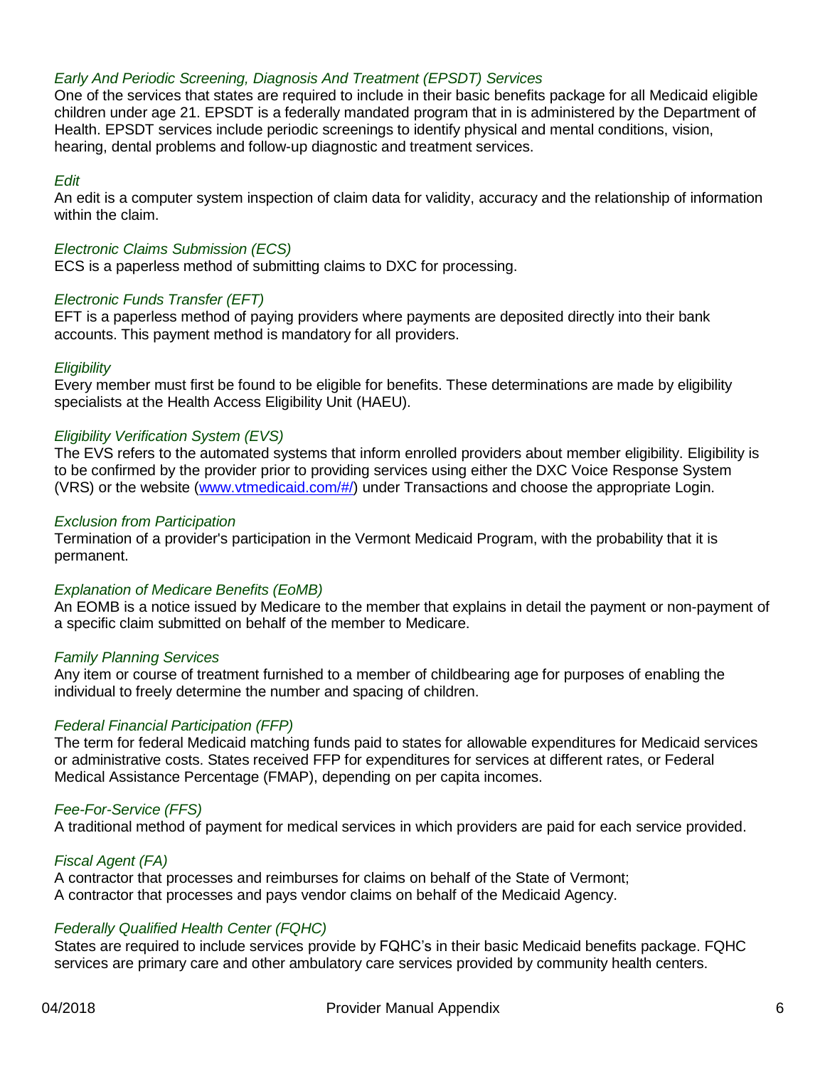*Early And Periodic Screening, Diagnosis And Treatment (EPSDT) Services*
One of the services that states are required to include in their basic benefits package for all Medicaid eligible children under age 21. EPSDT is a federally mandated program that in is administered by the Department of Health. EPSDT services include periodic screenings to identify physical and mental conditions, vision, hearing, dental problems and follow-up diagnostic and treatment services.

*Edit*
An edit is a computer system inspection of claim data for validity, accuracy and the relationship of information within the claim.

*Electronic Claims Submission (ECS)*
ECS is a paperless method of submitting claims to DXC for processing.

*Electronic Funds Transfer (EFT)*
EFT is a paperless method of paying providers where payments are deposited directly into their bank accounts. This payment method is mandatory for all providers.

*Eligibility*
Every member must first be found to be eligible for benefits. These determinations are made by eligibility specialists at the Health Access Eligibility Unit (HAEU).

*Eligibility Verification System (EVS)*
The EVS refers to the automated systems that inform enrolled providers about member eligibility. Eligibility is to be confirmed by the provider prior to providing services using either the DXC Voice Response System (VRS) or the website ([www.vtmedicaid.com/#/](www.vtmedicaid.com/#/)) under Transactions and choose the appropriate Login.

*Exclusion from Participation*
Termination of a provider's participation in the Vermont Medicaid Program, with the probability that it is permanent.

*Explanation of Medicare Benefits (EoMB)*
An EOMB is a notice issued by Medicare to the member that explains in detail the payment or non-payment of a specific claim submitted on behalf of the member to Medicare.

*Family Planning Services*
Any item or course of treatment furnished to a member of childbearing age for purposes of enabling the individual to freely determine the number and spacing of children.

*Federal Financial Participation (FFP)*
The term for federal Medicaid matching funds paid to states for allowable expenditures for Medicaid services or administrative costs. States received FFP for expenditures for services at different rates, or Federal Medical Assistance Percentage (FMAP), depending on per capita incomes.

*Fee-For-Service (FFS)*
A traditional method of payment for medical services in which providers are paid for each service provided.

*Fiscal Agent (FA)*
A contractor that processes and reimburses for claims on behalf of the State of Vermont;
A contractor that processes and pays vendor claims on behalf of the Medicaid Agency.

*Federally Qualified Health Center (FQHC)*
States are required to include services provide by FQHC's in their basic Medicaid benefits package. FQHC services are primary care and other ambulatory care services provided by community health centers.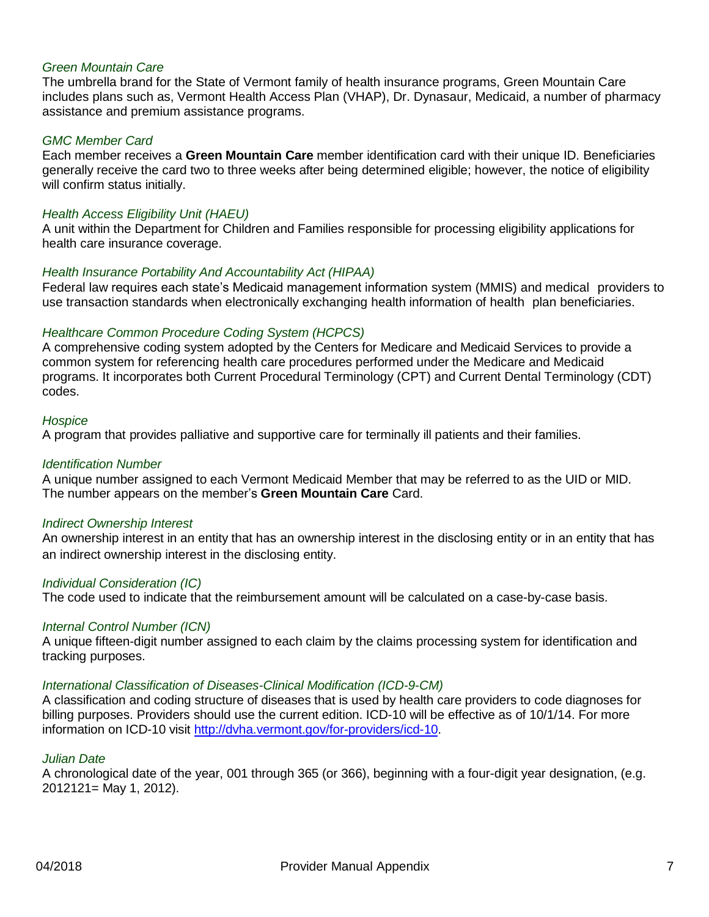*Green Mountain Care*

The umbrella brand for the State of Vermont family of health insurance programs, Green Mountain Care includes plans such as, Vermont Health Access Plan (VHAP), Dr. Dynasaur, Medicaid, a number of pharmacy assistance and premium assistance programs.

*GMC Member Card*

Each member receives a **Green Mountain Care** member identification card with their unique ID. Beneficiaries generally receive the card two to three weeks after being determined eligible; however, the notice of eligibility will confirm status initially.

*Health Access Eligibility Unit (HAEU)*

A unit within the Department for Children and Families responsible for processing eligibility applications for health care insurance coverage.

*Health Insurance Portability And Accountability Act (HIPAA)*

Federal law requires each state's Medicaid management information system (MMIS) and medical providers to use transaction standards when electronically exchanging health information of health plan beneficiaries.

*Healthcare Common Procedure Coding System (HCPCS)*

A comprehensive coding system adopted by the Centers for Medicare and Medicaid Services to provide a common system for referencing health care procedures performed under the Medicare and Medicaid programs. It incorporates both Current Procedural Terminology (CPT) and Current Dental Terminology (CDT) codes.

*Hospice*

A program that provides palliative and supportive care for terminally ill patients and their families.

*Identification Number*

A unique number assigned to each Vermont Medicaid Member that may be referred to as the UID or MID. The number appears on the member's **Green Mountain Care** Card.

*Indirect Ownership Interest*

An ownership interest in an entity that has an ownership interest in the disclosing entity or in an entity that has an indirect ownership interest in the disclosing entity.

*Individual Consideration (IC)*

The code used to indicate that the reimbursement amount will be calculated on a case-by-case basis.

*Internal Control Number (ICN)*

A unique fifteen-digit number assigned to each claim by the claims processing system for identification and tracking purposes.

*International Classification of Diseases-Clinical Modification (ICD-9-CM)*

A classification and coding structure of diseases that is used by health care providers to code diagnoses for billing purposes. Providers should use the current edition. ICD-10 will be effective as of 10/1/14. For more information on ICD-10 visit [http://dvha.vermont.gov/for-providers/icd-10](http://dvha.vermont.gov/for-providers/icd-10).

*Julian Date*

A chronological date of the year, 001 through 365 (or 366), beginning with a four-digit year designation, (e.g. 2012121= May 1, 2012).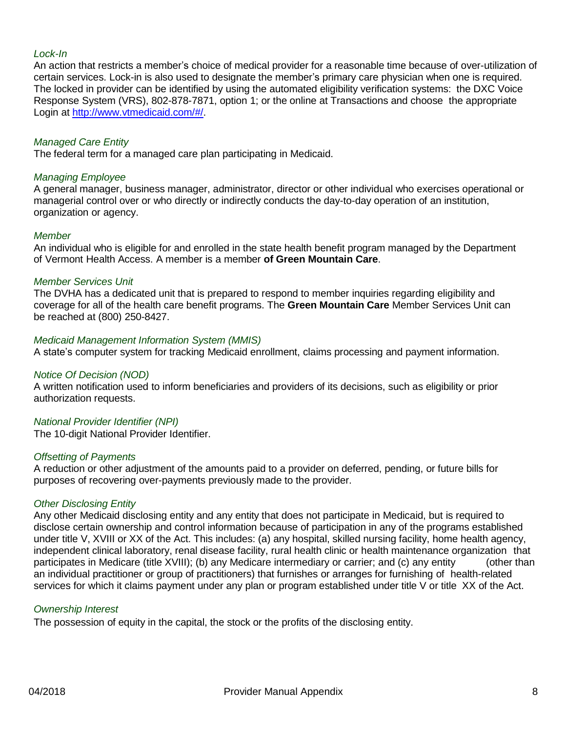*Lock-In*
An action that restricts a member's choice of medical provider for a reasonable time because of over-utilization of certain services. Lock-in is also used to designate the member's primary care physician when one is required. The locked in provider can be identified by using the automated eligibility verification systems: the DXC Voice Response System (VRS), 802-878-7871, option 1; or the online at Transactions and choose the appropriate Login at [http://www.vtmedicaid.com/#/](http://www.vtmedicaid.com/#/).

*Managed Care Entity*
The federal term for a managed care plan participating in Medicaid.

*Managing Employee*
A general manager, business manager, administrator, director or other individual who exercises operational or managerial control over or who directly or indirectly conducts the day-to-day operation of an institution, organization or agency.

*Member*
An individual who is eligible for and enrolled in the state health benefit program managed by the Department of Vermont Health Access. A member is a member **of Green Mountain Care**.

*Member Services Unit*
The DVHA has a dedicated unit that is prepared to respond to member inquiries regarding eligibility and coverage for all of the health care benefit programs. The **Green Mountain Care** Member Services Unit can be reached at (800) 250-8427.

*Medicaid Management Information System (MMIS)*
A state's computer system for tracking Medicaid enrollment, claims processing and payment information.

*Notice Of Decision (NOD)*
A written notification used to inform beneficiaries and providers of its decisions, such as eligibility or prior authorization requests.

*National Provider Identifier (NPI)*
The 10-digit National Provider Identifier.

*Offsetting of Payments*
A reduction or other adjustment of the amounts paid to a provider on deferred, pending, or future bills for purposes of recovering over-payments previously made to the provider.

*Other Disclosing Entity*
Any other Medicaid disclosing entity and any entity that does not participate in Medicaid, but is required to disclose certain ownership and control information because of participation in any of the programs established under title V, XVIII or XX of the Act. This includes: (a) any hospital, skilled nursing facility, home health agency, independent clinical laboratory, renal disease facility, rural health clinic or health maintenance organization that participates in Medicare (title XVIII); (b) any Medicare intermediary or carrier; and (c) any entity (other than an individual practitioner or group of practitioners) that furnishes or arranges for furnishing of health-related services for which it claims payment under any plan or program established under title V or title XX of the Act.

*Ownership Interest*
The possession of equity in the capital, the stock or the profits of the disclosing entity.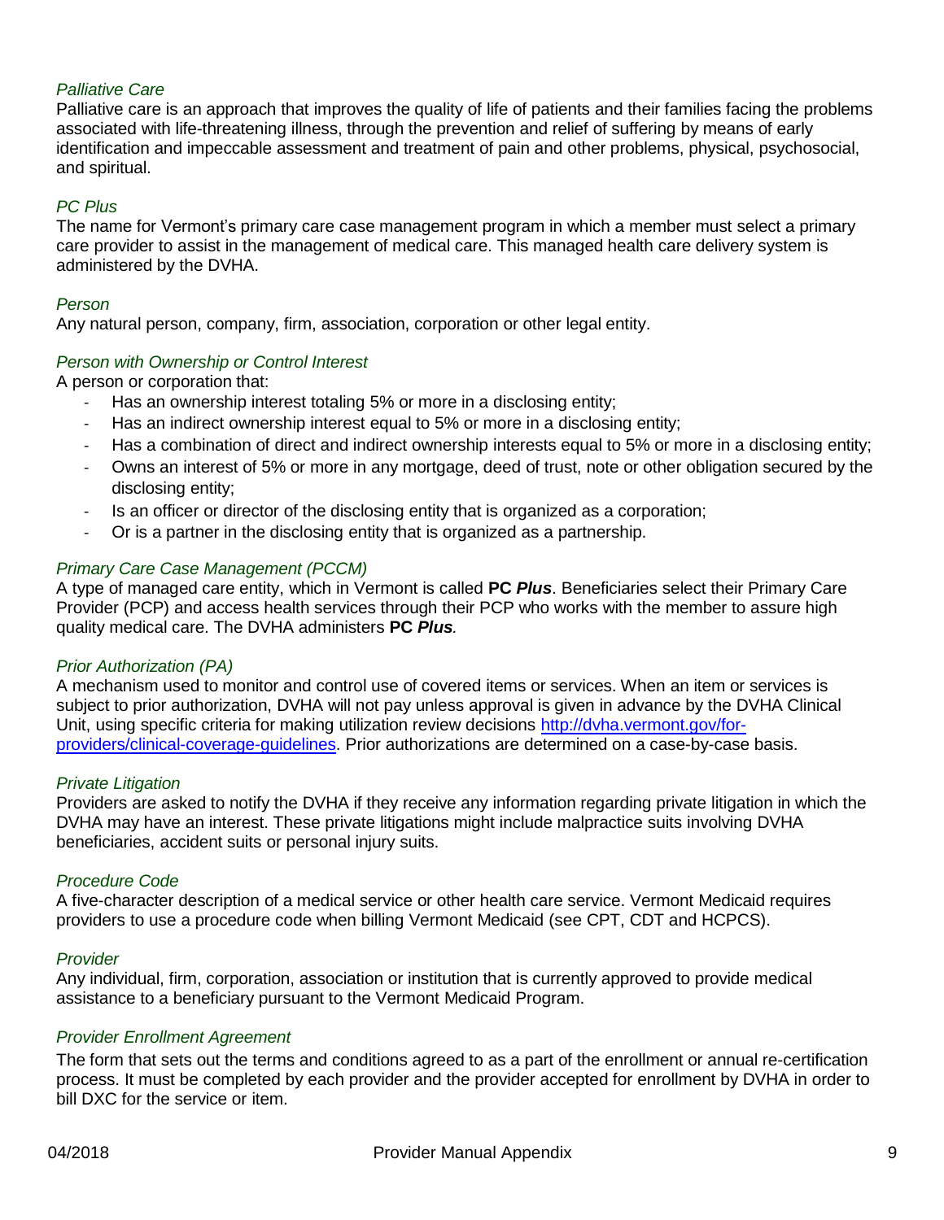*Palliative Care*
Palliative care is an approach that improves the quality of life of patients and their families facing the problems associated with life-threatening illness, through the prevention and relief of suffering by means of early identification and impeccable assessment and treatment of pain and other problems, physical, psychosocial, and spiritual.

*PC Plus*
The name for Vermont's primary care case management program in which a member must select a primary care provider to assist in the management of medical care. This managed health care delivery system is administered by the DVHA.

*Person*
Any natural person, company, firm, association, corporation or other legal entity.

*Person with Ownership or Control Interest*
A person or corporation that:

- Has an ownership interest totaling 5% or more in a disclosing entity;
- Has an indirect ownership interest equal to 5% or more in a disclosing entity;
- Has a combination of direct and indirect ownership interests equal to 5% or more in a disclosing entity;
- Owns an interest of 5% or more in any mortgage, deed of trust, note or other obligation secured by the disclosing entity;
- Is an officer or director of the disclosing entity that is organized as a corporation;
- Or is a partner in the disclosing entity that is organized as a partnership.

*Primary Care Case Management (PCCM)*
A type of managed care entity, which in Vermont is called **PC *Plus***. Beneficiaries select their Primary Care Provider (PCP) and access health services through their PCP who works with the member to assure high quality medical care. The DVHA administers **PC *Plus*.**

*Prior Authorization (PA)*
A mechanism used to monitor and control use of covered items or services. When an item or services is subject to prior authorization, DVHA will not pay unless approval is given in advance by the DVHA Clinical Unit, using specific criteria for making utilization review decisions [http://dvha.vermont.gov/for-providers/clinical-coverage-guidelines](http://dvha.vermont.gov/for-providers/clinical-coverage-guidelines). Prior authorizations are determined on a case-by-case basis.

*Private Litigation*
Providers are asked to notify the DVHA if they receive any information regarding private litigation in which the DVHA may have an interest. These private litigations might include malpractice suits involving DVHA beneficiaries, accident suits or personal injury suits.

*Procedure Code*
A five-character description of a medical service or other health care service. Vermont Medicaid requires providers to use a procedure code when billing Vermont Medicaid (see CPT, CDT and HCPCS).

*Provider*
Any individual, firm, corporation, association or institution that is currently approved to provide medical assistance to a beneficiary pursuant to the Vermont Medicaid Program.

*Provider Enrollment Agreement*
The form that sets out the terms and conditions agreed to as a part of the enrollment or annual re-certification process. It must be completed by each provider and the provider accepted for enrollment by DVHA in order to bill DXC for the service or item.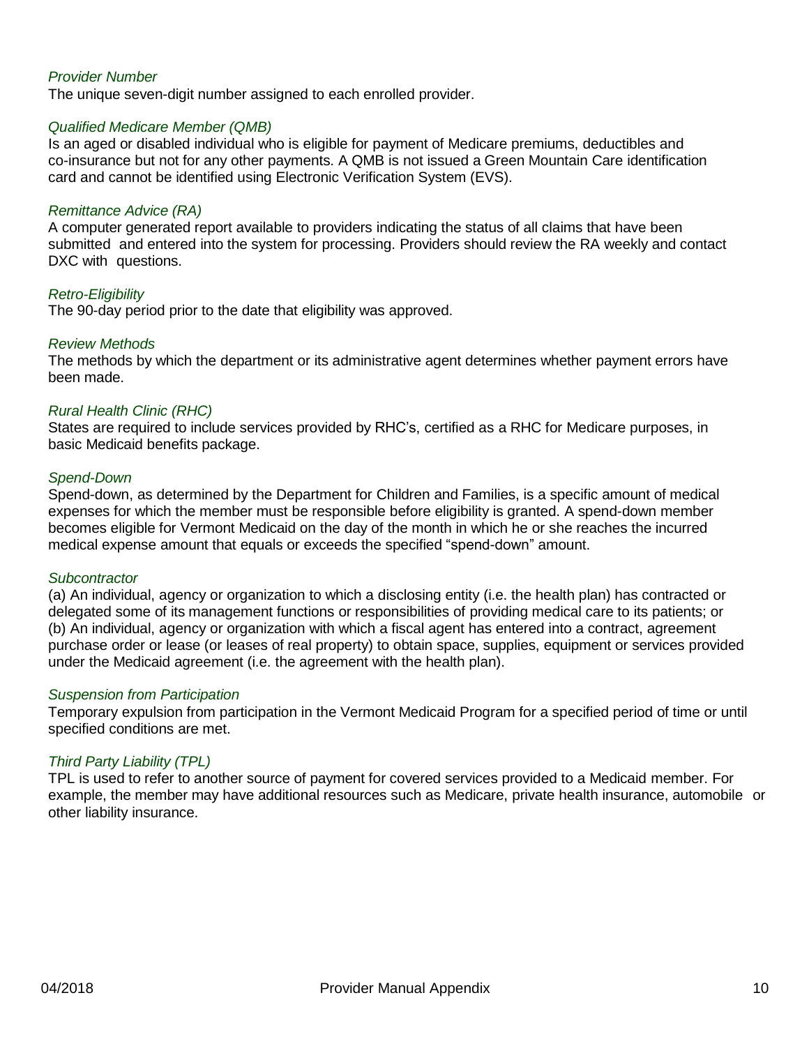*Provider Number*

The unique seven-digit number assigned to each enrolled provider.

*Qualified Medicare Member (QMB)*

Is an aged or disabled individual who is eligible for payment of Medicare premiums, deductibles and co-insurance but not for any other payments. A QMB is not issued a Green Mountain Care identification card and cannot be identified using Electronic Verification System (EVS).

*Remittance Advice (RA)*

A computer generated report available to providers indicating the status of all claims that have been submitted and entered into the system for processing. Providers should review the RA weekly and contact DXC with questions.

*Retro-Eligibility*

The 90-day period prior to the date that eligibility was approved.

*Review Methods*

The methods by which the department or its administrative agent determines whether payment errors have been made.

*Rural Health Clinic (RHC)*

States are required to include services provided by RHC's, certified as a RHC for Medicare purposes, in basic Medicaid benefits package.

*Spend-Down*

Spend-down, as determined by the Department for Children and Families, is a specific amount of medical expenses for which the member must be responsible before eligibility is granted. A spend-down member becomes eligible for Vermont Medicaid on the day of the month in which he or she reaches the incurred medical expense amount that equals or exceeds the specified "spend-down" amount.

*Subcontractor*

(a) An individual, agency or organization to which a disclosing entity (i.e. the health plan) has contracted or delegated some of its management functions or responsibilities of providing medical care to its patients; or
(b) An individual, agency or organization with which a fiscal agent has entered into a contract, agreement purchase order or lease (or leases of real property) to obtain space, supplies, equipment or services provided under the Medicaid agreement (i.e. the agreement with the health plan).

*Suspension from Participation*

Temporary expulsion from participation in the Vermont Medicaid Program for a specified period of time or until specified conditions are met.

*Third Party Liability (TPL)*

TPL is used to refer to another source of payment for covered services provided to a Medicaid member. For example, the member may have additional resources such as Medicare, private health insurance, automobile or other liability insurance.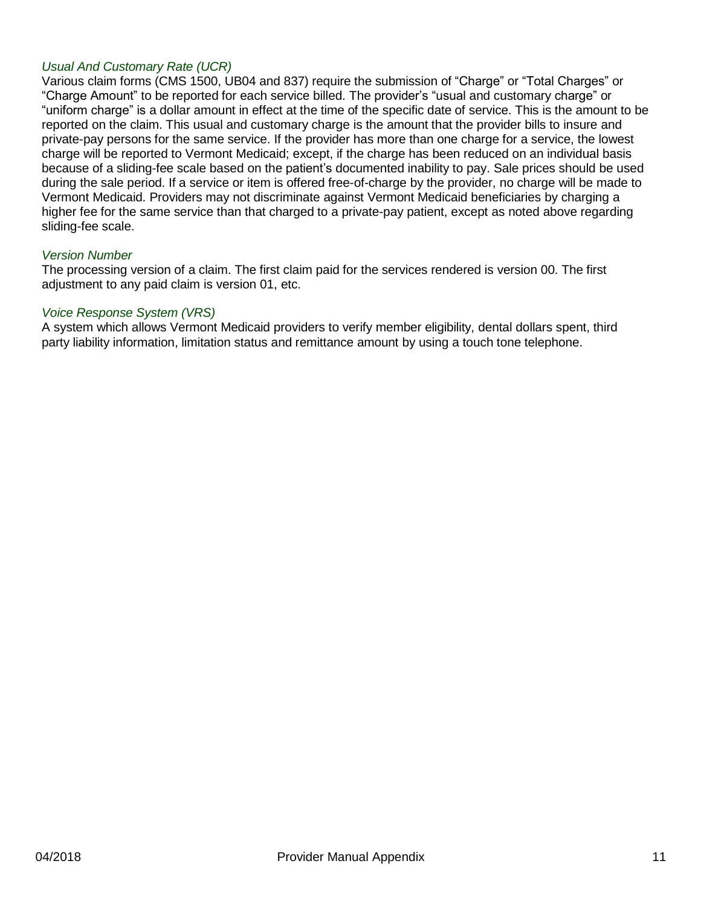*Usual And Customary Rate (UCR)*

Various claim forms (CMS 1500, UB04 and 837) require the submission of "Charge" or "Total Charges" or "Charge Amount" to be reported for each service billed. The provider's "usual and customary charge" or "uniform charge" is a dollar amount in effect at the time of the specific date of service. This is the amount to be reported on the claim. This usual and customary charge is the amount that the provider bills to insure and private-pay persons for the same service. If the provider has more than one charge for a service, the lowest charge will be reported to Vermont Medicaid; except, if the charge has been reduced on an individual basis because of a sliding-fee scale based on the patient's documented inability to pay. Sale prices should be used during the sale period. If a service or item is offered free-of-charge by the provider, no charge will be made to Vermont Medicaid. Providers may not discriminate against Vermont Medicaid beneficiaries by charging a higher fee for the same service than that charged to a private-pay patient, except as noted above regarding sliding-fee scale.

*Version Number*

The processing version of a claim. The first claim paid for the services rendered is version 00. The first adjustment to any paid claim is version 01, etc.

*Voice Response System (VRS)*

A system which allows Vermont Medicaid providers to verify member eligibility, dental dollars spent, third party liability information, limitation status and remittance amount by using a touch tone telephone.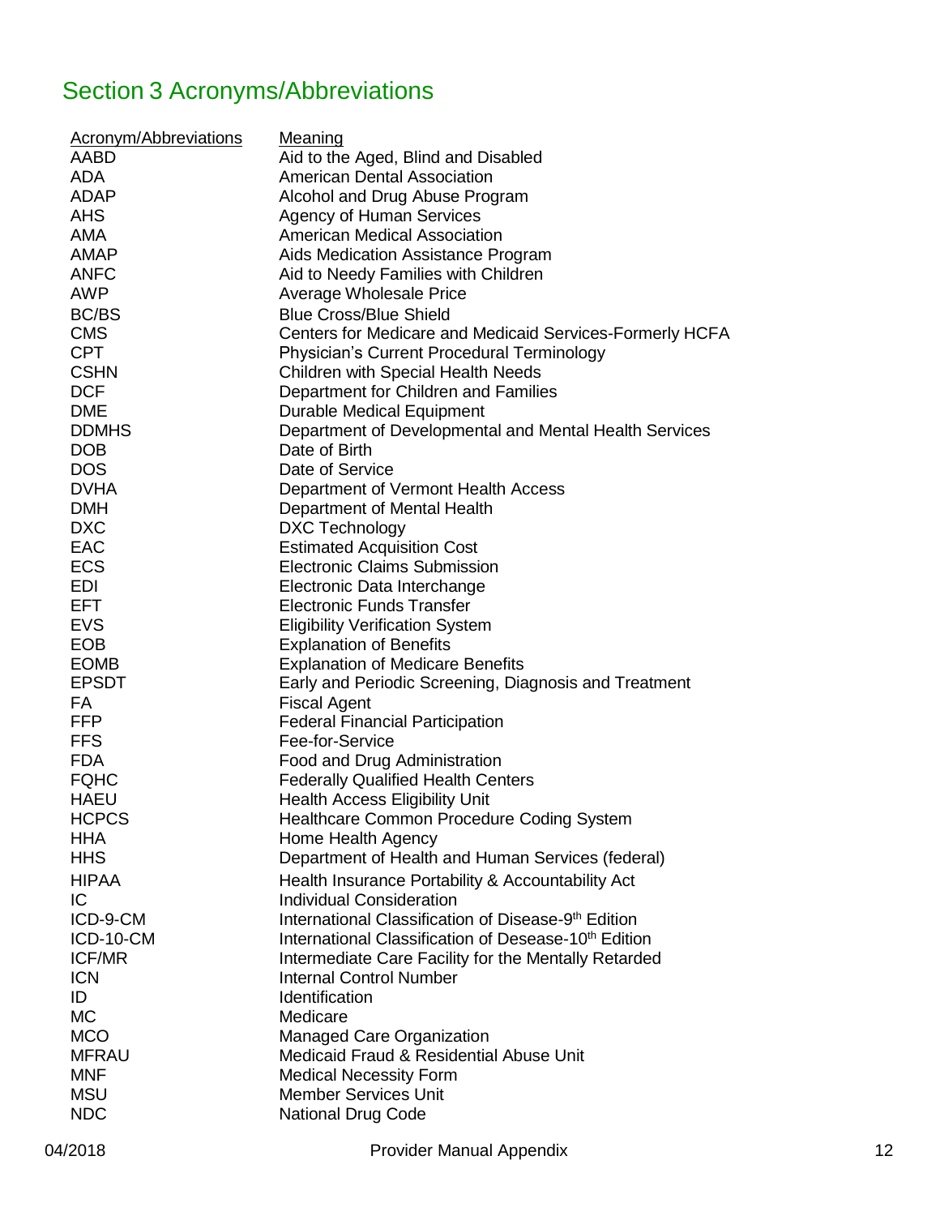# Section 3 Acronyms/Abbreviations

| Acronym/Abbreviations | Meaning |
|---|---|
| AABD | Aid to the Aged, Blind and Disabled |
| ADA | American Dental Association |
| ADAP | Alcohol and Drug Abuse Program |
| AHS | Agency of Human Services |
| AMA | American Medical Association |
| AMAP | Aids Medication Assistance Program |
| ANFC | Aid to Needy Families with Children |
| AWP | Average Wholesale Price |
| BC/BS | Blue Cross/Blue Shield |
| CMS | Centers for Medicare and Medicaid Services-Formerly HCFA |
| CPT | Physician's Current Procedural Terminology |
| CSHN | Children with Special Health Needs |
| DCF | Department for Children and Families |
| DME | Durable Medical Equipment |
| DDMHS | Department of Developmental and Mental Health Services |
| DOB | Date of Birth |
| DOS | Date of Service |
| DVHA | Department of Vermont Health Access |
| DMH | Department of Mental Health |
| DXC | DXC Technology |
| EAC | Estimated Acquisition Cost |
| ECS | Electronic Claims Submission |
| EDI | Electronic Data Interchange |
| EFT | Electronic Funds Transfer |
| EVS | Eligibility Verification System |
| EOB | Explanation of Benefits |
| EOMB | Explanation of Medicare Benefits |
| EPSDT | Early and Periodic Screening, Diagnosis and Treatment |
| FA | Fiscal Agent |
| FFP | Federal Financial Participation |
| FFS | Fee-for-Service |
| FDA | Food and Drug Administration |
| FQHC | Federally Qualified Health Centers |
| HAEU | Health Access Eligibility Unit |
| HCPCS | Healthcare Common Procedure Coding System |
| HHA | Home Health Agency |
| HHS | Department of Health and Human Services (federal) |
| HIPAA | Health Insurance Portability & Accountability Act |
| IC | Individual Consideration |
| ICD-9-CM | International Classification of Disease-9th Edition |
| ICD-10-CM | International Classification of Desease-10th Edition |
| ICF/MR | Intermediate Care Facility for the Mentally Retarded |
| ICN | Internal Control Number |
| ID | Identification |
| MC | Medicare |
| MCO | Managed Care Organization |
| MFRAU | Medicaid Fraud & Residential Abuse Unit |
| MNF | Medical Necessity Form |
| MSU | Member Services Unit |
| NDC | National Drug Code |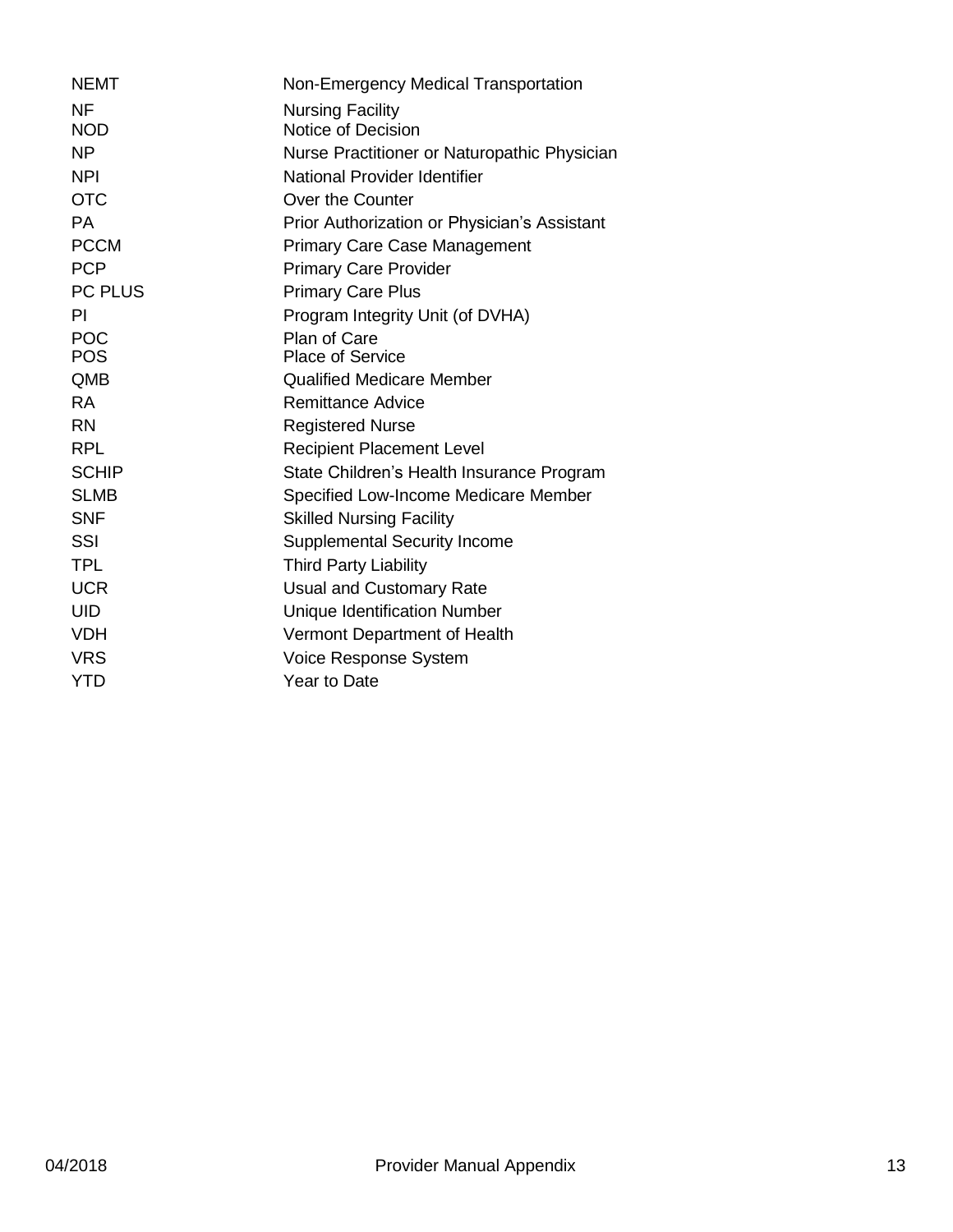| | |
|---|---|
| NEMT | Non-Emergency Medical Transportation |
| NF | Nursing Facility |
| NOD | Notice of Decision |
| NP | Nurse Practitioner or Naturopathic Physician |
| NPI | National Provider Identifier |
| OTC | Over the Counter |
| PA | Prior Authorization or Physician's Assistant |
| PCCM | Primary Care Case Management |
| PCP | Primary Care Provider |
| PC PLUS | Primary Care Plus |
| PI | Program Integrity Unit (of DVHA) |
| POC | Plan of Care |
| POS | Place of Service |
| QMB | Qualified Medicare Member |
| RA | Remittance Advice |
| RN | Registered Nurse |
| RPL | Recipient Placement Level |
| SCHIP | State Children's Health Insurance Program |
| SLMB | Specified Low-Income Medicare Member |
| SNF | Skilled Nursing Facility |
| SSI | Supplemental Security Income |
| TPL | Third Party Liability |
| UCR | Usual and Customary Rate |
| UID | Unique Identification Number |
| VDH | Vermont Department of Health |
| VRS | Voice Response System |
| YTD | Year to Date |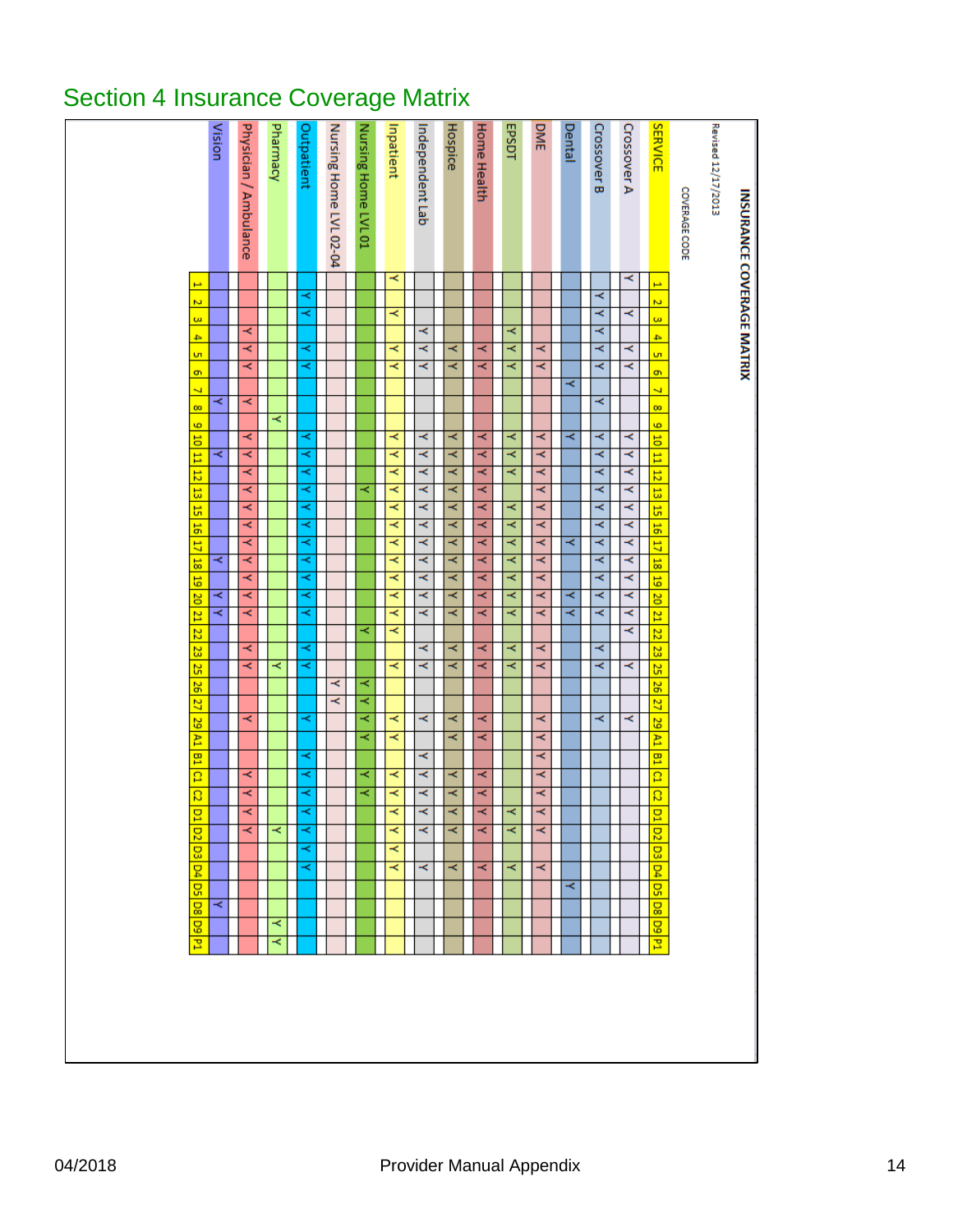# Section 4 Insurance Coverage Matrix

**INSURANCE COVERAGE MATRIX**

Revised 12/17/2013

COVERAGE CODE

| SERVICE | 1 | 2 | 3 | 4 | 5 | 6 | 7 | 8 | 9 | 10 | 11 | 12 | 13 | 15 | 16 | 17 | 18 | 19 | 20 | 21 | 22 | 23 | 25 | 26 | 27 | 29 | A1 | B1 | C1 | C2 | D1 | D2 | D3 | D4 | D5 | D8 | D9 | P1 |
|---|---|---|---|---|---|---|---|---|---|---|---|---|---|---|---|---|---|---|---|---|---|---|---|---|---|---|---|---|---|---|---|---|---|---|---|---|---|---|
| Crossover A | Y | | Y | | Y | Y | | | | Y | Y | Y | Y | Y | Y | Y | Y | Y | Y | Y | Y | | Y | | | Y | | | | | | | | | | | | |
| Crossover B | | Y | Y | Y | Y | Y | | Y | | Y | Y | Y | Y | Y | Y | Y | Y | Y | Y | Y | | Y | Y | | | Y | | | | | | | | | | | | |
| Dental | | | | | | | Y | | | Y | | | | | | Y | | | Y | Y | | | | | | | | | | | | | | | Y | | | |
| DME | | | | | Y | Y | | | | Y | Y | Y | Y | Y | Y | Y | Y | Y | Y | Y | | Y | Y | | | Y | | Y | Y | Y | Y | Y | | Y | | | | |
| EPSDT | | | | Y | Y | Y | | | | Y | Y | Y | | Y | Y | Y | Y | Y | Y | Y | | Y | Y | | | | | | | | Y | Y | | Y | | | | |
| Home Health | | | | | Y | | | | | Y | Y | Y | Y | Y | Y | Y | Y | Y | Y | Y | | Y | Y | | | Y | Y | | Y | Y | Y | Y | | Y | | | | |
| Hospice | | | | | Y | Y | | | | Y | Y | Y | Y | Y | Y | Y | Y | Y | Y | Y | | Y | Y | | | Y | Y | | Y | Y | Y | Y | | Y | | | | |
| Independent Lab | | | | Y | Y | Y | | | | Y | Y | Y | Y | Y | Y | Y | Y | Y | Y | Y | | Y | Y | | | Y | | Y | Y | Y | Y | Y | | Y | | | | |
| Inpatient | Y | | Y | | Y | Y | | | | Y | Y | Y | Y | Y | Y | Y | Y | Y | Y | Y | Y | | Y | | | Y | Y | | Y | Y | Y | Y | Y | Y | | | | |
| Nursing Home LVL 01 | | | | | | | | | | | | | Y | | | | | | | | Y | | | Y | Y | Y | Y | | Y | Y | | | | | | | | |
| Nursing Home LVL 02-04 | | | | | | | | | | | | | | | | | | | | | | | | Y | Y | | | | | | | | | | | | | |
| Outpatient | | Y | Y | | Y | Y | | | | Y | Y | Y | Y | Y | Y | Y | Y | Y | Y | Y | | Y | Y | | | Y | | Y | Y | Y | Y | Y | Y | Y | | | | |
| Pharmacy | | | | | | | | | Y | | | | | | | | | | | | | | Y | | | | | | | | | Y | | | | | Y | Y |
| Physician / Ambulance | | | | Y | Y | Y | | Y | | Y | Y | Y | Y | Y | Y | Y | Y | Y | Y | Y | | Y | Y | | | Y | | | Y | Y | Y | Y | | | | | | |
| Vision | | | | | | | | Y | | | Y | | | | | | Y | | Y | Y | | | | | | | | | | | | | | | | Y | | |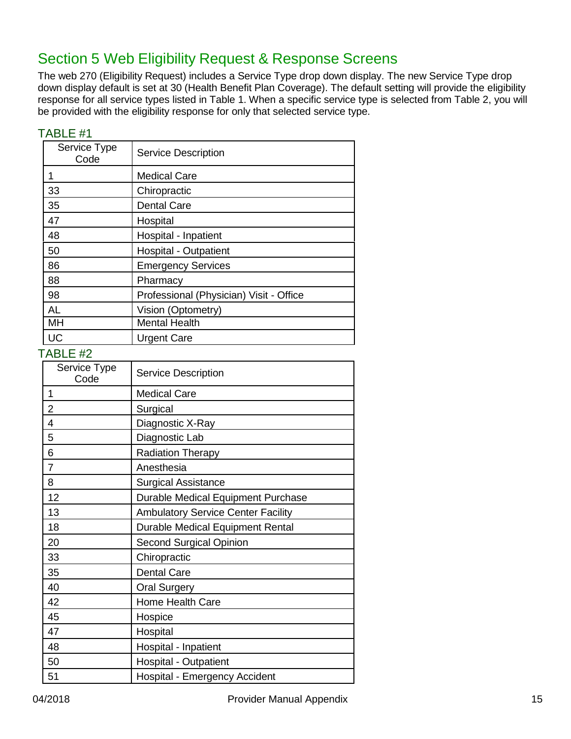## Section 5 Web Eligibility Request & Response Screens

The web 270 (Eligibility Request) includes a Service Type drop down display. The new Service Type drop down display default is set at 30 (Health Benefit Plan Coverage). The default setting will provide the eligibility response for all service types listed in Table 1. When a specific service type is selected from Table 2, you will be provided with the eligibility response for only that selected service type.

TABLE #1

| Service Type Code | Service Description |
|---|---|
| 1 | Medical Care |
| 33 | Chiropractic |
| 35 | Dental Care |
| 47 | Hospital |
| 48 | Hospital - Inpatient |
| 50 | Hospital - Outpatient |
| 86 | Emergency Services |
| 88 | Pharmacy |
| 98 | Professional (Physician) Visit - Office |
| AL | Vision (Optometry) |
| MH | Mental Health |
| UC | Urgent Care |

TABLE #2

| Service Type Code | Service Description |
|---|---|
| 1 | Medical Care |
| 2 | Surgical |
| 4 | Diagnostic X-Ray |
| 5 | Diagnostic Lab |
| 6 | Radiation Therapy |
| 7 | Anesthesia |
| 8 | Surgical Assistance |
| 12 | Durable Medical Equipment Purchase |
| 13 | Ambulatory Service Center Facility |
| 18 | Durable Medical Equipment Rental |
| 20 | Second Surgical Opinion |
| 33 | Chiropractic |
| 35 | Dental Care |
| 40 | Oral Surgery |
| 42 | Home Health Care |
| 45 | Hospice |
| 47 | Hospital |
| 48 | Hospital - Inpatient |
| 50 | Hospital - Outpatient |
| 51 | Hospital - Emergency Accident |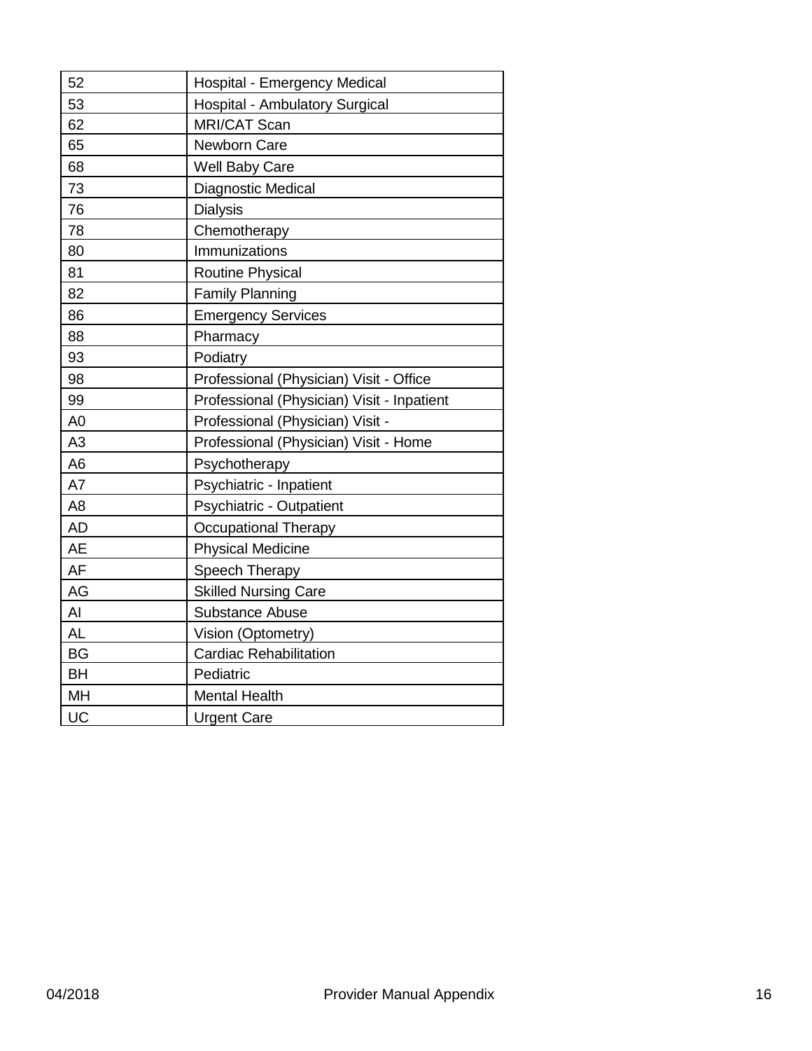| 52 | Hospital - Emergency Medical |
|---|---|
| 53 | Hospital - Ambulatory Surgical |
| 62 | MRI/CAT Scan |
| 65 | Newborn Care |
| 68 | Well Baby Care |
| 73 | Diagnostic Medical |
| 76 | Dialysis |
| 78 | Chemotherapy |
| 80 | Immunizations |
| 81 | Routine Physical |
| 82 | Family Planning |
| 86 | Emergency Services |
| 88 | Pharmacy |
| 93 | Podiatry |
| 98 | Professional (Physician) Visit - Office |
| 99 | Professional (Physician) Visit - Inpatient |
| A0 | Professional (Physician) Visit - |
| A3 | Professional (Physician) Visit - Home |
| A6 | Psychotherapy |
| A7 | Psychiatric - Inpatient |
| A8 | Psychiatric - Outpatient |
| AD | Occupational Therapy |
| AE | Physical Medicine |
| AF | Speech Therapy |
| AG | Skilled Nursing Care |
| AI | Substance Abuse |
| AL | Vision (Optometry) |
| BG | Cardiac Rehabilitation |
| BH | Pediatric |
| MH | Mental Health |
| UC | Urgent Care |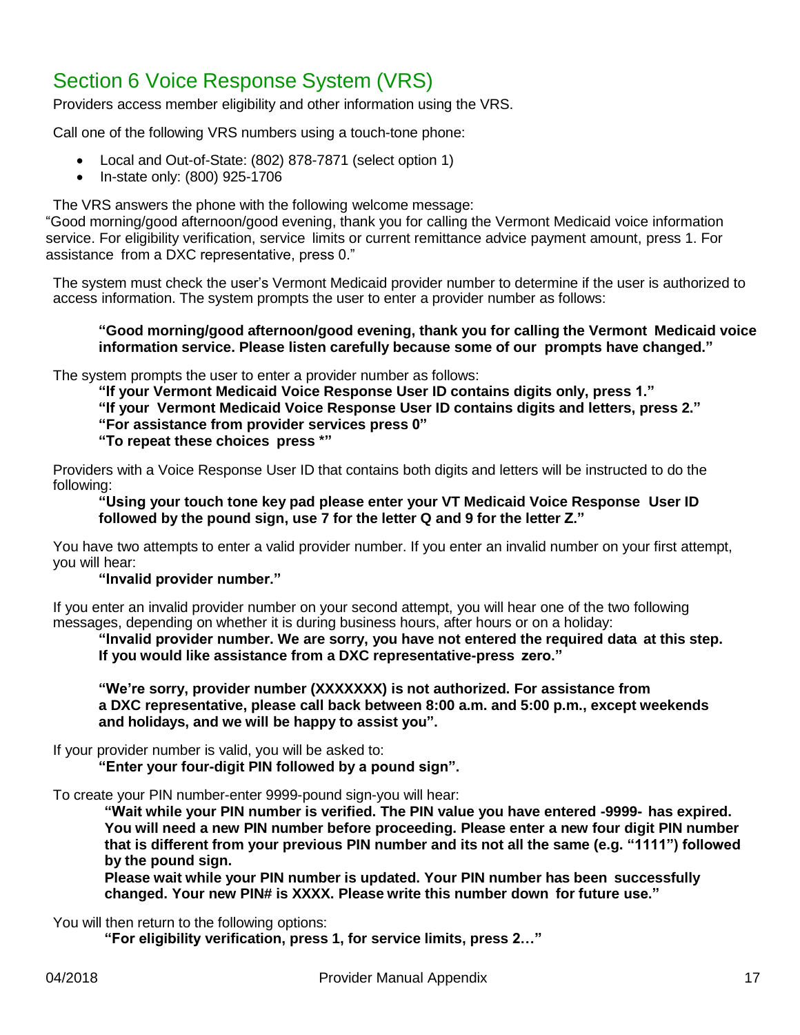# Section 6 Voice Response System (VRS)

Providers access member eligibility and other information using the VRS.

Call one of the following VRS numbers using a touch-tone phone:

- Local and Out-of-State: (802) 878-7871 (select option 1)
- In-state only: (800) 925-1706

The VRS answers the phone with the following welcome message:

"Good morning/good afternoon/good evening, thank you for calling the Vermont Medicaid voice information service. For eligibility verification, service limits or current remittance advice payment amount, press 1. For assistance from a DXC representative, press 0."

The system must check the user's Vermont Medicaid provider number to determine if the user is authorized to access information. The system prompts the user to enter a provider number as follows:

> **"Good morning/good afternoon/good evening, thank you for calling the Vermont Medicaid voice information service. Please listen carefully because some of our prompts have changed."**

The system prompts the user to enter a provider number as follows:

> **"If your Vermont Medicaid Voice Response User ID contains digits only, press 1."**
> **"If your Vermont Medicaid Voice Response User ID contains digits and letters, press 2."**
> **"For assistance from provider services press 0"**
> **"To repeat these choices press *"**

Providers with a Voice Response User ID that contains both digits and letters will be instructed to do the following:

> **"Using your touch tone key pad please enter your VT Medicaid Voice Response User ID followed by the pound sign, use 7 for the letter Q and 9 for the letter Z."**

You have two attempts to enter a valid provider number. If you enter an invalid number on your first attempt, you will hear:

> **"Invalid provider number."**

If you enter an invalid provider number on your second attempt, you will hear one of the two following messages, depending on whether it is during business hours, after hours or on a holiday:

> **"Invalid provider number. We are sorry, you have not entered the required data at this step. If you would like assistance from a DXC representative-press zero."**
>
> **"We're sorry, provider number (XXXXXXX) is not authorized. For assistance from a DXC representative, please call back between 8:00 a.m. and 5:00 p.m., except weekends and holidays, and we will be happy to assist you".**

If your provider number is valid, you will be asked to:

> **"Enter your four-digit PIN followed by a pound sign".**

To create your PIN number-enter 9999-pound sign-you will hear:

> **"Wait while your PIN number is verified. The PIN value you have entered -9999- has expired. You will need a new PIN number before proceeding. Please enter a new four digit PIN number that is different from your previous PIN number and its not all the same (e.g. "1111") followed by the pound sign.**
> **Please wait while your PIN number is updated. Your PIN number has been successfully changed. Your new PIN# is XXXX. Please write this number down for future use."**

You will then return to the following options:

> **"For eligibility verification, press 1, for service limits, press 2…"**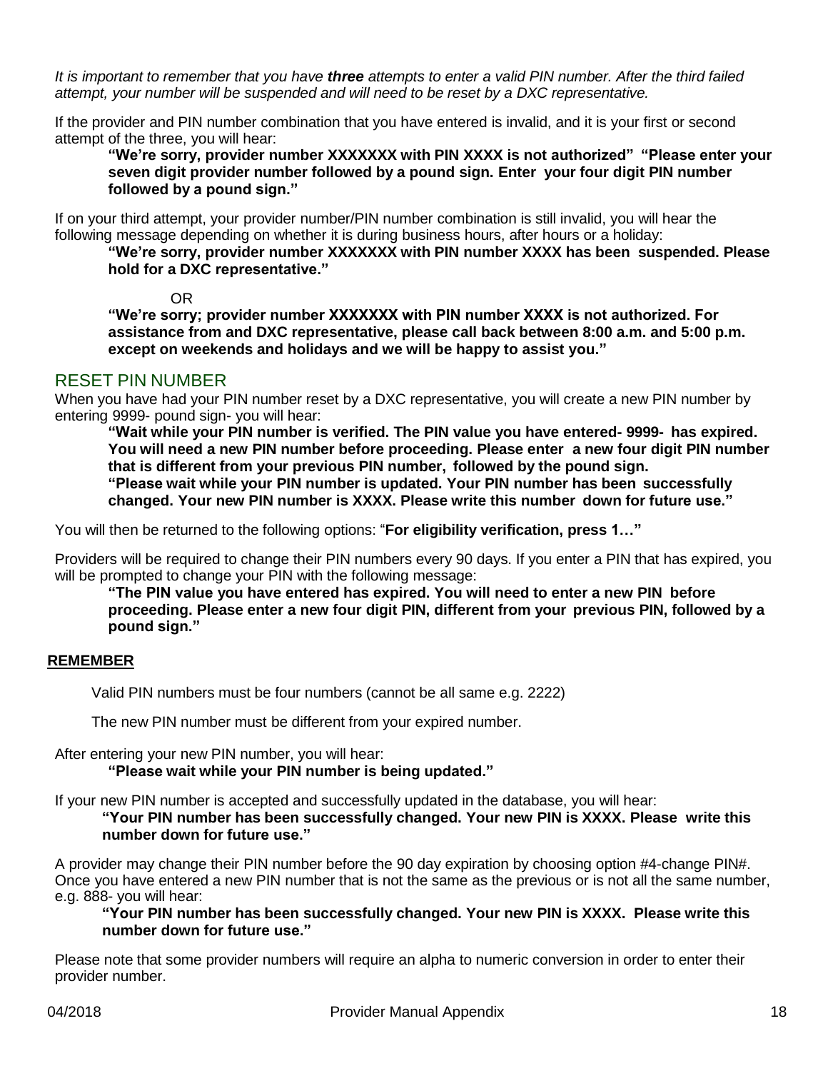*It is important to remember that you have **three** attempts to enter a valid PIN number. After the third failed attempt, your number will be suspended and will need to be reset by a DXC representative.*

If the provider and PIN number combination that you have entered is invalid, and it is your first or second attempt of the three, you will hear:

> **"We're sorry, provider number XXXXXXX with PIN XXXX is not authorized" "Please enter your seven digit provider number followed by a pound sign. Enter your four digit PIN number followed by a pound sign."**

If on your third attempt, your provider number/PIN number combination is still invalid, you will hear the following message depending on whether it is during business hours, after hours or a holiday:

> **"We're sorry, provider number XXXXXXX with PIN number XXXX has been suspended. Please hold for a DXC representative."**
>
> OR
>
> **"We're sorry; provider number XXXXXXX with PIN number XXXX is not authorized. For assistance from and DXC representative, please call back between 8:00 a.m. and 5:00 p.m. except on weekends and holidays and we will be happy to assist you."**

## RESET PIN NUMBER

When you have had your PIN number reset by a DXC representative, you will create a new PIN number by entering 9999- pound sign- you will hear:

> **"Wait while your PIN number is verified. The PIN value you have entered- 9999- has expired. You will need a new PIN number before proceeding. Please enter a new four digit PIN number that is different from your previous PIN number, followed by the pound sign.**
> **"Please wait while your PIN number is updated. Your PIN number has been successfully changed. Your new PIN number is XXXX. Please write this number down for future use."**

You will then be returned to the following options: "**For eligibility verification, press 1…"**

Providers will be required to change their PIN numbers every 90 days. If you enter a PIN that has expired, you will be prompted to change your PIN with the following message:

> **"The PIN value you have entered has expired. You will need to enter a new PIN before proceeding. Please enter a new four digit PIN, different from your previous PIN, followed by a pound sign."**

**REMEMBER**

Valid PIN numbers must be four numbers (cannot be all same e.g. 2222)

The new PIN number must be different from your expired number.

After entering your new PIN number, you will hear:

> **"Please wait while your PIN number is being updated."**

If your new PIN number is accepted and successfully updated in the database, you will hear:

> **"Your PIN number has been successfully changed. Your new PIN is XXXX. Please write this number down for future use."**

A provider may change their PIN number before the 90 day expiration by choosing option #4-change PIN#. Once you have entered a new PIN number that is not the same as the previous or is not all the same number, e.g. 888- you will hear:

> **"Your PIN number has been successfully changed. Your new PIN is XXXX. Please write this number down for future use."**

Please note that some provider numbers will require an alpha to numeric conversion in order to enter their provider number.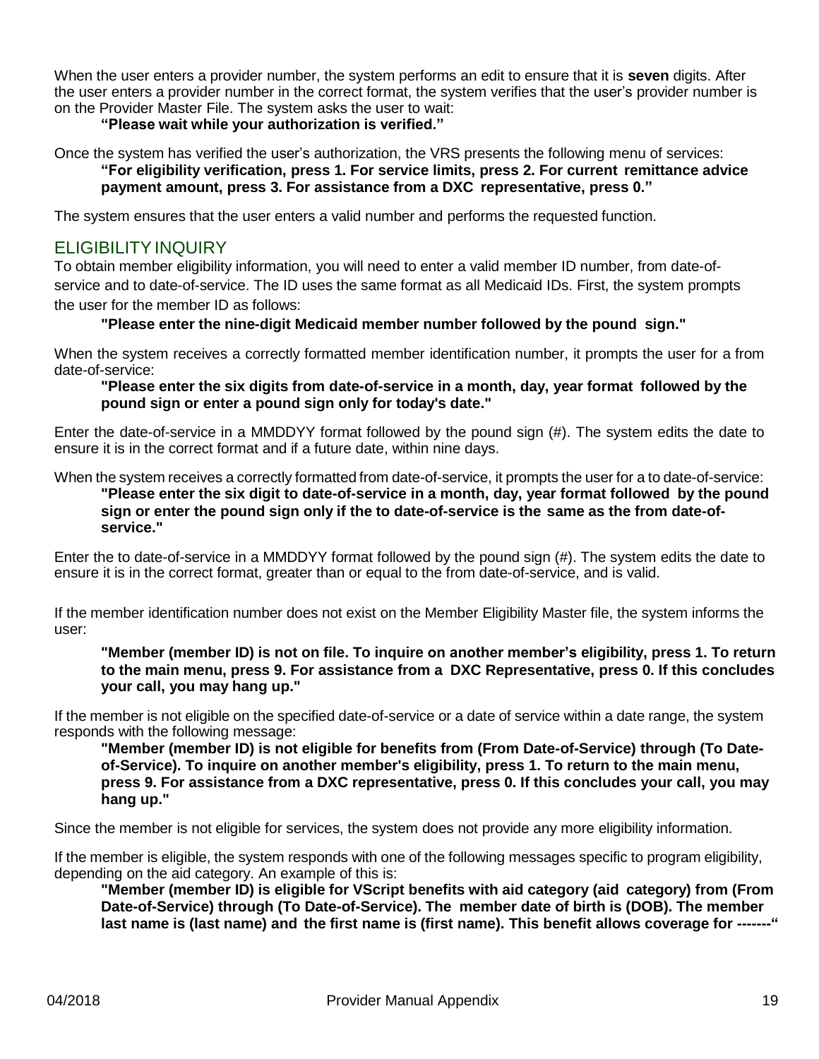When the user enters a provider number, the system performs an edit to ensure that it is **seven** digits. After the user enters a provider number in the correct format, the system verifies that the user's provider number is on the Provider Master File. The system asks the user to wait:

> **"Please wait while your authorization is verified."**

Once the system has verified the user's authorization, the VRS presents the following menu of services:

> **"For eligibility verification, press 1. For service limits, press 2. For current remittance advice payment amount, press 3. For assistance from a DXC representative, press 0."**

The system ensures that the user enters a valid number and performs the requested function.

## ELIGIBILITY INQUIRY

To obtain member eligibility information, you will need to enter a valid member ID number, from date-of-service and to date-of-service. The ID uses the same format as all Medicaid IDs. First, the system prompts the user for the member ID as follows:

> **"Please enter the nine-digit Medicaid member number followed by the pound sign."**

When the system receives a correctly formatted member identification number, it prompts the user for a from date-of-service:

> **"Please enter the six digits from date-of-service in a month, day, year format followed by the pound sign or enter a pound sign only for today's date."**

Enter the date-of-service in a MMDDYY format followed by the pound sign (#). The system edits the date to ensure it is in the correct format and if a future date, within nine days.

When the system receives a correctly formatted from date-of-service, it prompts the user for a to date-of-service:

> **"Please enter the six digit to date-of-service in a month, day, year format followed by the pound sign or enter the pound sign only if the to date-of-service is the same as the from date-of-service."**

Enter the to date-of-service in a MMDDYY format followed by the pound sign (#). The system edits the date to ensure it is in the correct format, greater than or equal to the from date-of-service, and is valid.

If the member identification number does not exist on the Member Eligibility Master file, the system informs the user:

> **"Member (member ID) is not on file. To inquire on another member's eligibility, press 1. To return to the main menu, press 9. For assistance from a DXC Representative, press 0. If this concludes your call, you may hang up."**

If the member is not eligible on the specified date-of-service or a date of service within a date range, the system responds with the following message:

> **"Member (member ID) is not eligible for benefits from (From Date-of-Service) through (To Date-of-Service). To inquire on another member's eligibility, press 1. To return to the main menu, press 9. For assistance from a DXC representative, press 0. If this concludes your call, you may hang up."**

Since the member is not eligible for services, the system does not provide any more eligibility information.

If the member is eligible, the system responds with one of the following messages specific to program eligibility, depending on the aid category. An example of this is:

> **"Member (member ID) is eligible for VScript benefits with aid category (aid category) from (From Date-of-Service) through (To Date-of-Service). The member date of birth is (DOB). The member last name is (last name) and the first name is (first name). This benefit allows coverage for -------"**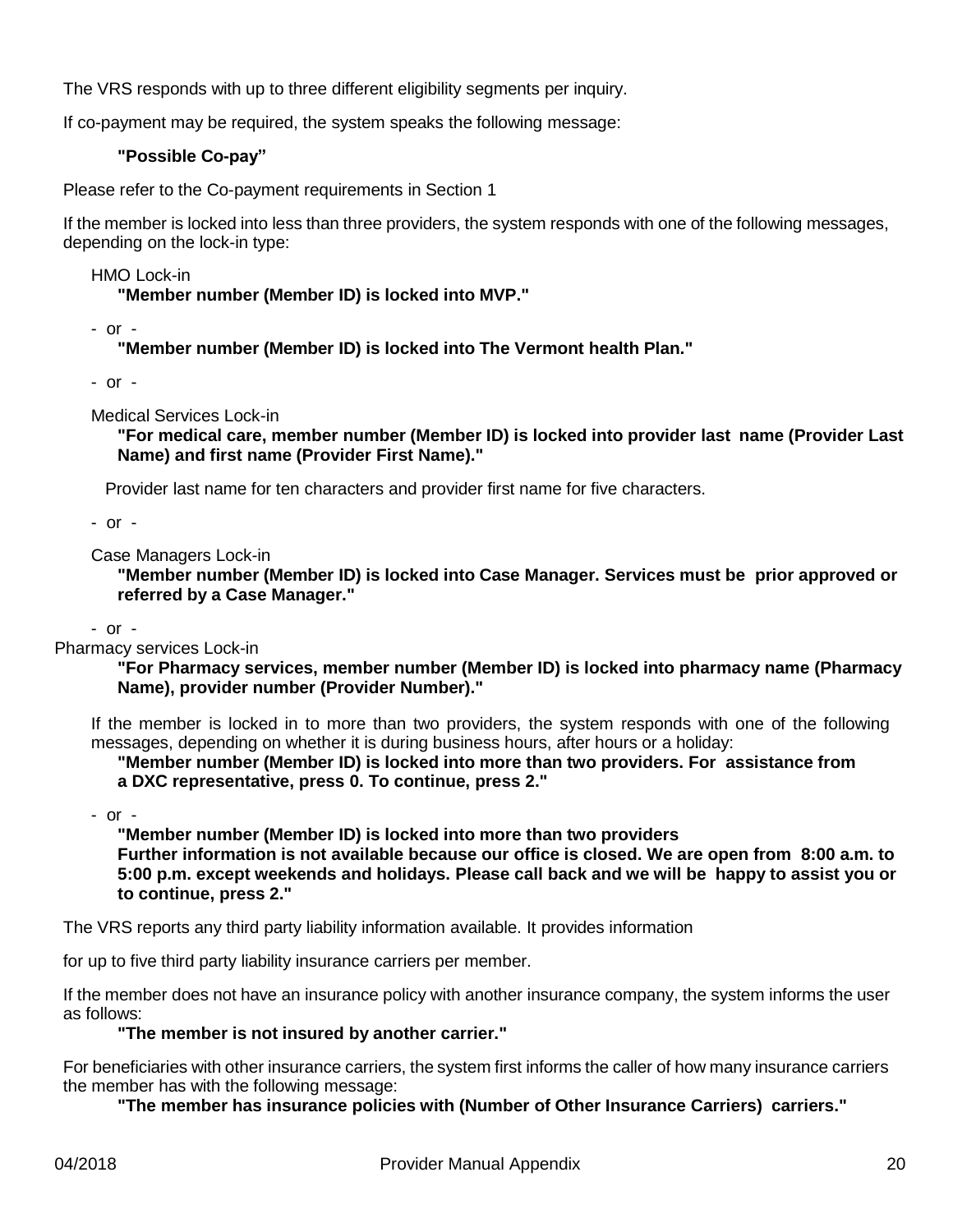The VRS responds with up to three different eligibility segments per inquiry.

If co-payment may be required, the system speaks the following message:

**"Possible Co-pay"**

Please refer to the Co-payment requirements in Section 1

If the member is locked into less than three providers, the system responds with one of the following messages, depending on the lock-in type:

HMO Lock-in

**"Member number (Member ID) is locked into MVP."**

\- or -

**"Member number (Member ID) is locked into The Vermont health Plan."**

\- or -

Medical Services Lock-in

**"For medical care, member number (Member ID) is locked into provider last name (Provider Last Name) and first name (Provider First Name)."**

Provider last name for ten characters and provider first name for five characters.

\- or -

Case Managers Lock-in

**"Member number (Member ID) is locked into Case Manager. Services must be prior approved or referred by a Case Manager."**

\- or -

Pharmacy services Lock-in

**"For Pharmacy services, member number (Member ID) is locked into pharmacy name (Pharmacy Name), provider number (Provider Number)."**

If the member is locked in to more than two providers, the system responds with one of the following messages, depending on whether it is during business hours, after hours or a holiday:

**"Member number (Member ID) is locked into more than two providers. For assistance from a DXC representative, press 0. To continue, press 2."**

\- or -

**"Member number (Member ID) is locked into more than two providers Further information is not available because our office is closed. We are open from 8:00 a.m. to 5:00 p.m. except weekends and holidays. Please call back and we will be happy to assist you or to continue, press 2."**

The VRS reports any third party liability information available. It provides information

for up to five third party liability insurance carriers per member.

If the member does not have an insurance policy with another insurance company, the system informs the user as follows:

**"The member is not insured by another carrier."**

For beneficiaries with other insurance carriers, the system first informs the caller of how many insurance carriers the member has with the following message:

**"The member has insurance policies with (Number of Other Insurance Carriers) carriers."**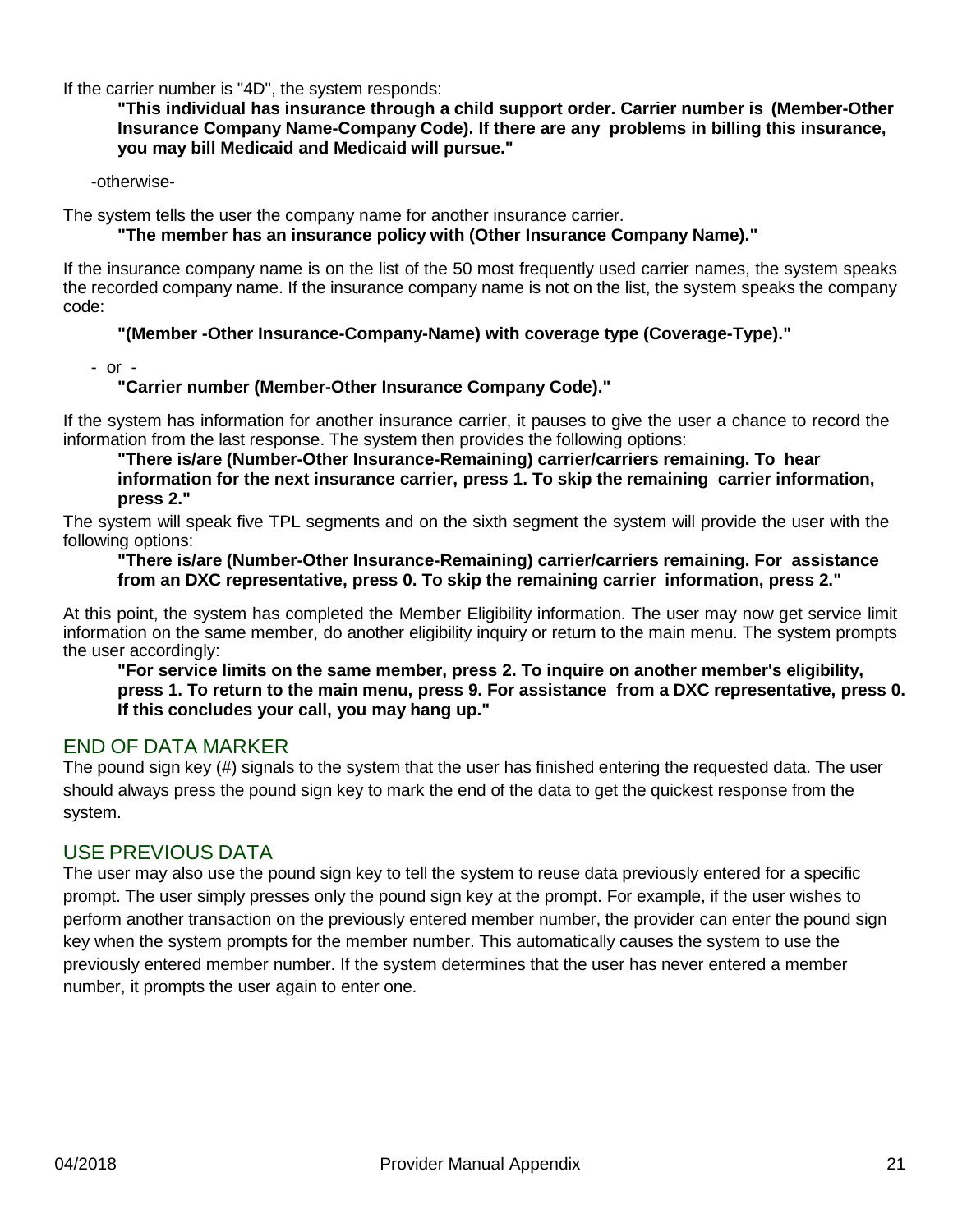If the carrier number is "4D", the system responds:

> **"This individual has insurance through a child support order. Carrier number is (Member-Other Insurance Company Name-Company Code). If there are any problems in billing this insurance, you may bill Medicaid and Medicaid will pursue."**

-otherwise-

The system tells the user the company name for another insurance carrier.

> **"The member has an insurance policy with (Other Insurance Company Name)."**

If the insurance company name is on the list of the 50 most frequently used carrier names, the system speaks the recorded company name. If the insurance company name is not on the list, the system speaks the company code:

> **"(Member -Other Insurance-Company-Name) with coverage type (Coverage-Type)."**

- or -

> **"Carrier number (Member-Other Insurance Company Code)."**

If the system has information for another insurance carrier, it pauses to give the user a chance to record the information from the last response. The system then provides the following options:

> **"There is/are (Number-Other Insurance-Remaining) carrier/carriers remaining. To hear information for the next insurance carrier, press 1. To skip the remaining carrier information, press 2."**

The system will speak five TPL segments and on the sixth segment the system will provide the user with the following options:

> **"There is/are (Number-Other Insurance-Remaining) carrier/carriers remaining. For assistance from an DXC representative, press 0. To skip the remaining carrier information, press 2."**

At this point, the system has completed the Member Eligibility information. The user may now get service limit information on the same member, do another eligibility inquiry or return to the main menu. The system prompts the user accordingly:

> **"For service limits on the same member, press 2. To inquire on another member's eligibility, press 1. To return to the main menu, press 9. For assistance from a DXC representative, press 0. If this concludes your call, you may hang up."**

## END OF DATA MARKER

The pound sign key (#) signals to the system that the user has finished entering the requested data. The user should always press the pound sign key to mark the end of the data to get the quickest response from the system.

## USE PREVIOUS DATA

The user may also use the pound sign key to tell the system to reuse data previously entered for a specific prompt. The user simply presses only the pound sign key at the prompt. For example, if the user wishes to perform another transaction on the previously entered member number, the provider can enter the pound sign key when the system prompts for the member number. This automatically causes the system to use the previously entered member number. If the system determines that the user has never entered a member number, it prompts the user again to enter one.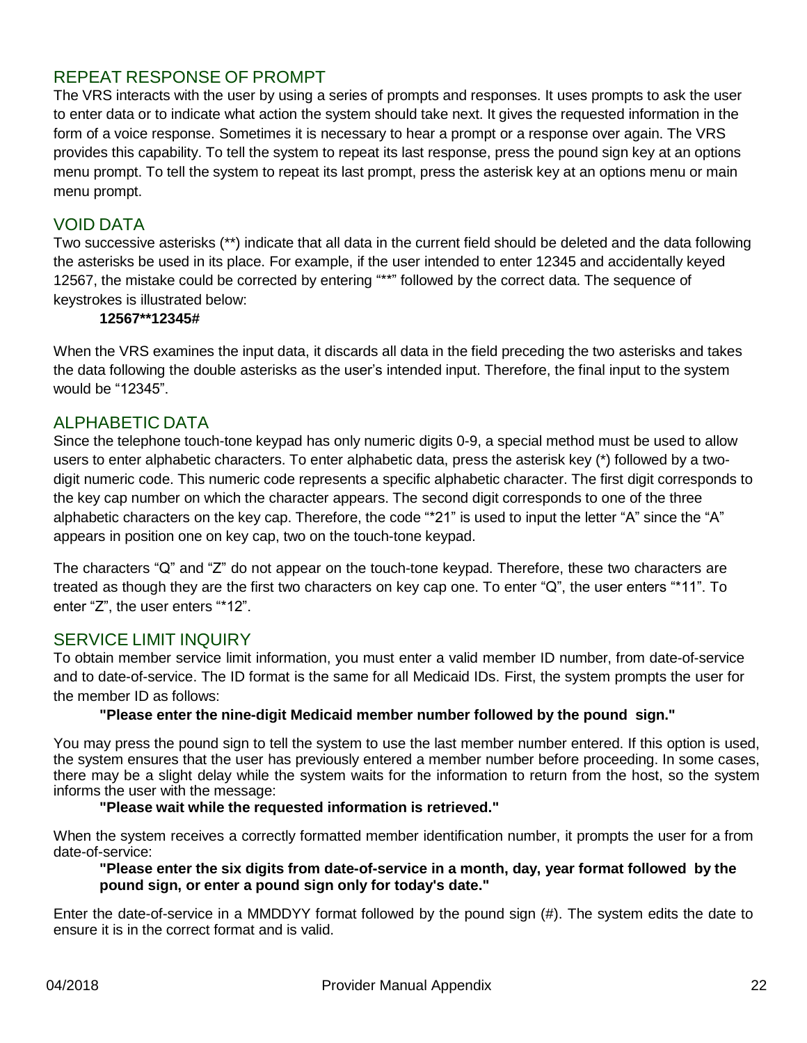## REPEAT RESPONSE OF PROMPT

The VRS interacts with the user by using a series of prompts and responses. It uses prompts to ask the user to enter data or to indicate what action the system should take next. It gives the requested information in the form of a voice response. Sometimes it is necessary to hear a prompt or a response over again. The VRS provides this capability. To tell the system to repeat its last response, press the pound sign key at an options menu prompt. To tell the system to repeat its last prompt, press the asterisk key at an options menu or main menu prompt.

## VOID DATA

Two successive asterisks (**) indicate that all data in the current field should be deleted and the data following the asterisks be used in its place. For example, if the user intended to enter 12345 and accidentally keyed 12567, the mistake could be corrected by entering "**" followed by the correct data. The sequence of keystrokes is illustrated below:

**12567**12345#**

When the VRS examines the input data, it discards all data in the field preceding the two asterisks and takes the data following the double asterisks as the user's intended input. Therefore, the final input to the system would be "12345".

## ALPHABETIC DATA

Since the telephone touch-tone keypad has only numeric digits 0-9, a special method must be used to allow users to enter alphabetic characters. To enter alphabetic data, press the asterisk key (*) followed by a two-digit numeric code. This numeric code represents a specific alphabetic character. The first digit corresponds to the key cap number on which the character appears. The second digit corresponds to one of the three alphabetic characters on the key cap. Therefore, the code "*21" is used to input the letter "A" since the "A" appears in position one on key cap, two on the touch-tone keypad.

The characters "Q" and "Z" do not appear on the touch-tone keypad. Therefore, these two characters are treated as though they are the first two characters on key cap one. To enter "Q", the user enters "*11". To enter "Z", the user enters "*12".

## SERVICE LIMIT INQUIRY

To obtain member service limit information, you must enter a valid member ID number, from date-of-service and to date-of-service. The ID format is the same for all Medicaid IDs. First, the system prompts the user for the member ID as follows:

**"Please enter the nine-digit Medicaid member number followed by the pound sign."**

You may press the pound sign to tell the system to use the last member number entered. If this option is used, the system ensures that the user has previously entered a member number before proceeding. In some cases, there may be a slight delay while the system waits for the information to return from the host, so the system informs the user with the message:

**"Please wait while the requested information is retrieved."**

When the system receives a correctly formatted member identification number, it prompts the user for a from date-of-service:

**"Please enter the six digits from date-of-service in a month, day, year format followed by the pound sign, or enter a pound sign only for today's date."**

Enter the date-of-service in a MMDDYY format followed by the pound sign (#). The system edits the date to ensure it is in the correct format and is valid.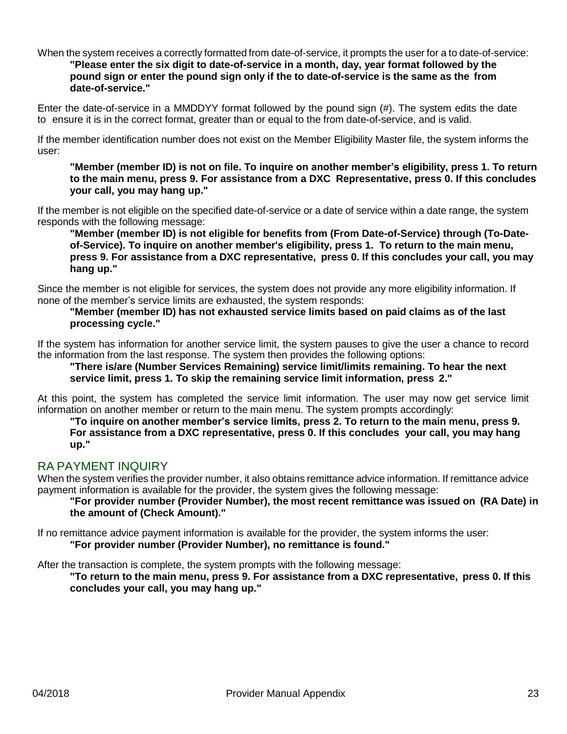When the system receives a correctly formatted from date-of-service, it prompts the user for a to date-of-service:

> **"Please enter the six digit to date-of-service in a month, day, year format followed by the pound sign or enter the pound sign only if the to date-of-service is the same as the from date-of-service."**

Enter the date-of-service in a MMDDYY format followed by the pound sign (#). The system edits the date to ensure it is in the correct format, greater than or equal to the from date-of-service, and is valid.

If the member identification number does not exist on the Member Eligibility Master file, the system informs the user:

> **"Member (member ID) is not on file. To inquire on another member's eligibility, press 1. To return to the main menu, press 9. For assistance from a DXC Representative, press 0. If this concludes your call, you may hang up."**

If the member is not eligible on the specified date-of-service or a date of service within a date range, the system responds with the following message:

> **"Member (member ID) is not eligible for benefits from (From Date-of-Service) through (To-Date-of-Service). To inquire on another member's eligibility, press 1. To return to the main menu, press 9. For assistance from a DXC representative, press 0. If this concludes your call, you may hang up."**

Since the member is not eligible for services, the system does not provide any more eligibility information. If none of the member's service limits are exhausted, the system responds:

> **"Member (member ID) has not exhausted service limits based on paid claims as of the last processing cycle."**

If the system has information for another service limit, the system pauses to give the user a chance to record the information from the last response. The system then provides the following options:

> **"There is/are (Number Services Remaining) service limit/limits remaining. To hear the next service limit, press 1. To skip the remaining service limit information, press 2."**

At this point, the system has completed the service limit information. The user may now get service limit information on another member or return to the main menu. The system prompts accordingly:

> **"To inquire on another member's service limits, press 2. To return to the main menu, press 9. For assistance from a DXC representative, press 0. If this concludes your call, you may hang up."**

## RA PAYMENT INQUIRY

When the system verifies the provider number, it also obtains remittance advice information. If remittance advice payment information is available for the provider, the system gives the following message:

> **"For provider number (Provider Number), the most recent remittance was issued on (RA Date) in the amount of (Check Amount)."**

If no remittance advice payment information is available for the provider, the system informs the user:

> **"For provider number (Provider Number), no remittance is found."**

After the transaction is complete, the system prompts with the following message:

> **"To return to the main menu, press 9. For assistance from a DXC representative, press 0. If this concludes your call, you may hang up."**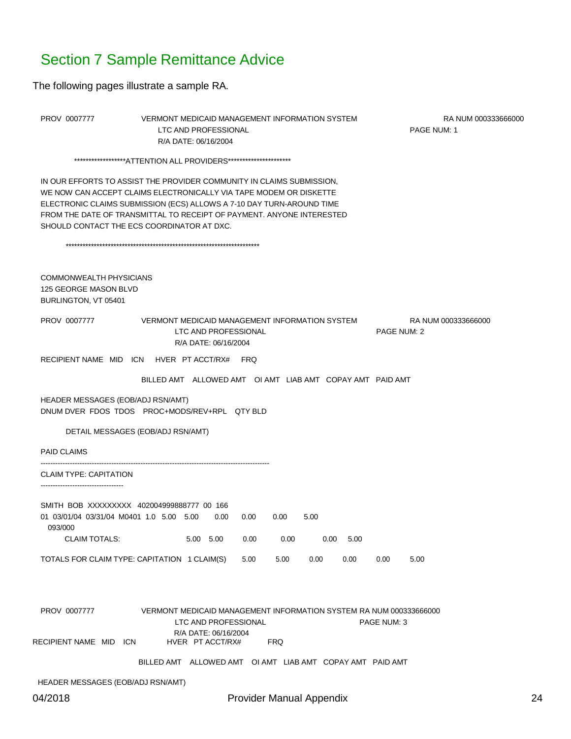# Section 7 Sample Remittance Advice

The following pages illustrate a sample RA.

```
PROV 0007777          VERMONT MEDICAID MANAGEMENT INFORMATION SYSTEM          RA NUM 000333666000
                        LTC AND PROFESSIONAL                                   PAGE NUM: 1
                        R/A DATE: 06/16/2004

        ******************ATTENTION ALL PROVIDERS**********************

IN OUR EFFORTS TO ASSIST THE PROVIDER COMMUNITY IN CLAIMS SUBMISSION,
WE NOW CAN ACCEPT CLAIMS ELECTRONICALLY VIA TAPE MODEM OR DISKETTE
ELECTRONIC CLAIMS SUBMISSION (ECS) ALLOWS A 7-10 DAY TURN-AROUND TIME
FROM THE DATE OF TRANSMITTAL TO RECEIPT OF PAYMENT. ANYONE INTERESTED
SHOULD CONTACT THE ECS COORDINATOR AT DXC.

        ***********************************************************************


COMMONWEALTH PHYSICIANS
125 GEORGE MASON BLVD
BURLINGTON, VT 05401

PROV 0007777          VERMONT MEDICAID MANAGEMENT INFORMATION SYSTEM          RA NUM 000333666000
                           LTC AND PROFESSIONAL                          PAGE NUM: 2
                           R/A DATE: 06/16/2004

RECIPIENT NAME  MID   ICN    HVER  PT ACCT/RX#    FRQ

                      BILLED AMT   ALLOWED AMT   OI AMT   LIAB AMT   COPAY AMT   PAID AMT

HEADER MESSAGES (EOB/ADJ RSN/AMT)
DNUM DVER  FDOS  TDOS   PROC+MODS/REV+RPL   QTY BLD

      DETAIL MESSAGES (EOB/ADJ RSN/AMT)

PAID CLAIMS
--------------------------------------------------------------------------------------------
CLAIM TYPE: CAPITATION
---------------------------------

SMITH  BOB  XXXXXXXXX  402004999888777  00  166
01  03/01/04  03/31/04  M0401  1.0   5.00    5.00     0.00     0.00     0.00     5.00
  093/000
      CLAIM TOTALS:               5.00   5.00     0.00      0.00      0.00    5.00

TOTALS FOR CLAIM TYPE: CAPITATION   1 CLAIM(S)    5.00     5.00     0.00     0.00     0.00     5.00



PROV 0007777          VERMONT MEDICAID MANAGEMENT INFORMATION SYSTEM RA NUM 000333666000
                           LTC AND PROFESSIONAL                     PAGE NUM: 3
                           R/A DATE: 06/16/2004
RECIPIENT NAME  MID   ICN        HVER  PT ACCT/RX#        FRQ

                      BILLED AMT   ALLOWED AMT   OI AMT   LIAB AMT   COPAY AMT   PAID AMT

HEADER MESSAGES (EOB/ADJ RSN/AMT)
```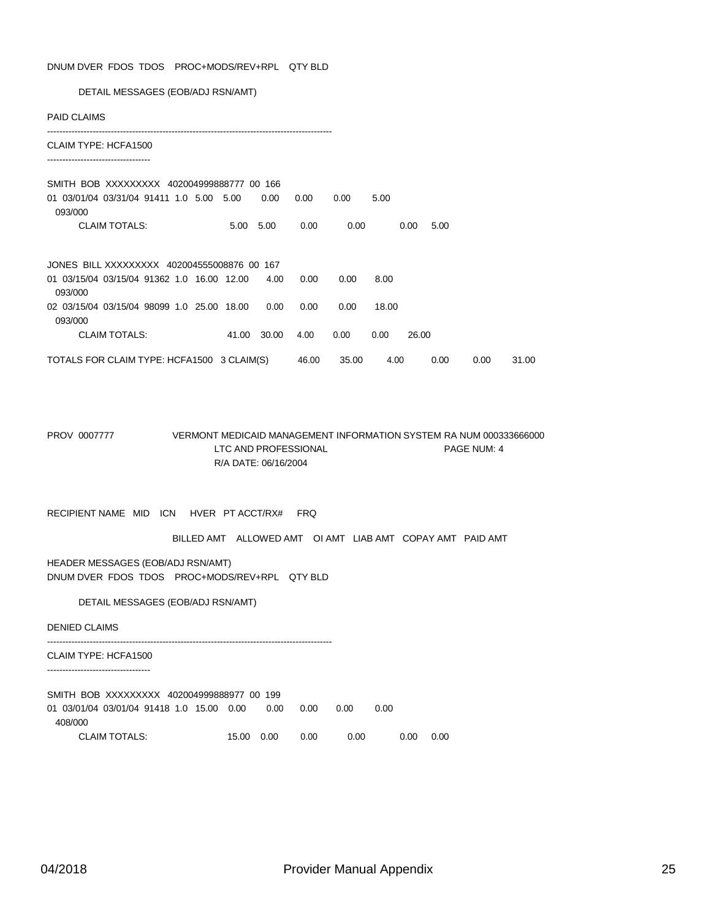```
DNUM DVER  FDOS  TDOS    PROC+MODS/REV+RPL    QTY BLD

        DETAIL MESSAGES (EOB/ADJ RSN/AMT)

PAID CLAIMS
-------------------------------------------------------------------------------------------
CLAIM TYPE: HCFA1500
----------------------------------

SMITH  BOB  XXXXXXXXX  402004999888777  00  166
01  03/01/04  03/31/04  91411  1.0   5.00    5.00      0.00      0.00      0.00      5.00
  093/000
        CLAIM TOTALS:                       5.00   5.00      0.00        0.00          0.00    5.00

JONES  BILL XXXXXXXXX  402004555008876  00  167
01  03/15/04  03/15/04  91362  1.0   16.00   12.00      4.00      0.00      0.00      8.00
  093/000
02  03/15/04  03/15/04  98099  1.0   25.00   18.00      0.00      0.00      0.00      18.00
  093/000
        CLAIM TOTALS:                       41.00   30.00    4.00      0.00      0.00      26.00

TOTALS FOR CLAIM TYPE: HCFA1500   3 CLAIM(S)        46.00      35.00       4.00        0.00       0.00       31.00


PROV  0007777                 VERMONT MEDICAID MANAGEMENT INFORMATION SYSTEM RA NUM 000333666000
                                        LTC AND PROFESSIONAL                                  PAGE NUM: 4
                                        R/A DATE: 06/16/2004

RECIPIENT NAME   MID    ICN     HVER   PT ACCT/RX#     FRQ

                              BILLED AMT    ALLOWED AMT    OI AMT   LIAB AMT   COPAY AMT   PAID AMT

HEADER MESSAGES (EOB/ADJ RSN/AMT)
DNUM DVER  FDOS  TDOS    PROC+MODS/REV+RPL    QTY BLD

        DETAIL MESSAGES (EOB/ADJ RSN/AMT)

DENIED CLAIMS
-------------------------------------------------------------------------------------------
CLAIM TYPE: HCFA1500
----------------------------------

SMITH  BOB  XXXXXXXXX  402004999888977  00  199
01  03/01/04  03/01/04  91418  1.0   15.00    0.00      0.00      0.00      0.00      0.00
  408/000
        CLAIM TOTALS:                      15.00   0.00      0.00        0.00          0.00    0.00
```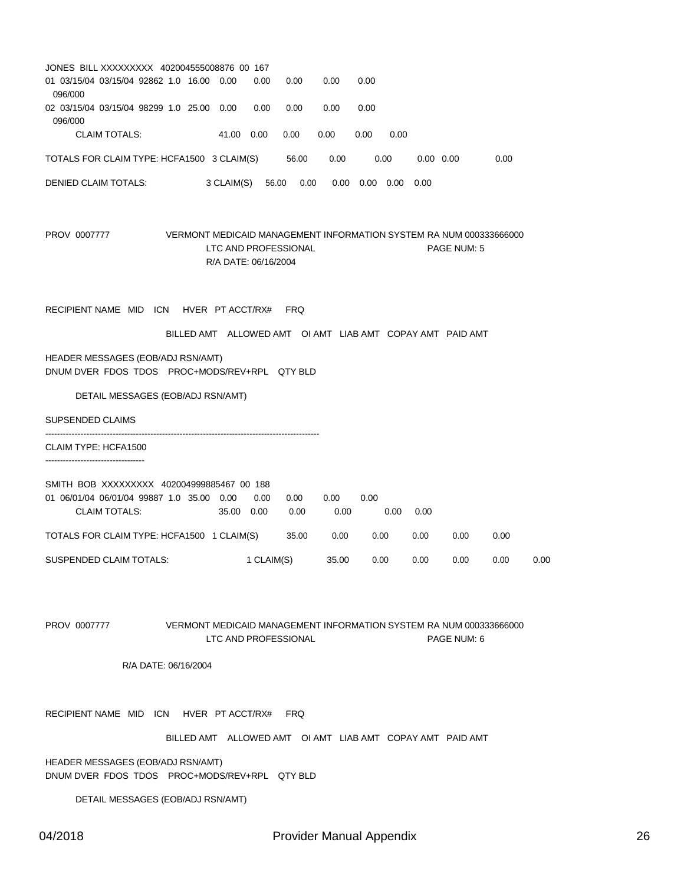```
JONES  BILL  XXXXXXXXX  402004555008876  00  167
01  03/15/04  03/15/04  92862  1.0   16.00   0.00      0.00      0.00       0.00       0.00
  096/000
02  03/15/04  03/15/04  98299  1.0   25.00   0.00      0.00      0.00       0.00       0.00
  096/000
        CLAIM TOTALS:                      41.00   0.00      0.00      0.00       0.00       0.00

TOTALS FOR CLAIM TYPE: HCFA1500   3 CLAIM(S)        56.00       0.00         0.00       0.00  0.00          0.00

DENIED CLAIM TOTALS:                  3 CLAIM(S)    56.00    0.00     0.00   0.00   0.00    0.00
```

```
PROV  0007777              VERMONT MEDICAID MANAGEMENT INFORMATION SYSTEM RA NUM 000333666000
                                   LTC AND PROFESSIONAL                              PAGE NUM: 5
                                   R/A DATE: 06/16/2004


RECIPIENT NAME   MID   ICN    HVER  PT ACCT/RX#    FRQ

                         BILLED AMT    ALLOWED AMT    OI AMT   LIAB AMT   COPAY AMT   PAID AMT

HEADER MESSAGES (EOB/ADJ RSN/AMT)
DNUM DVER  FDOS  TDOS   PROC+MODS/REV+RPL   QTY BLD

        DETAIL MESSAGES (EOB/ADJ RSN/AMT)

SUPSENDED CLAIMS
------------------------------------------------------------------------------------------------
CLAIM TYPE: HCFA1500
----------------------------------

SMITH  BOB  XXXXXXXXX  402004999885467  00  188
01  06/01/04  06/01/04  99887  1.0   35.00   0.00      0.00      0.00       0.00       0.00
        CLAIM TOTALS:                      35.00   0.00      0.00       0.00        0.00     0.00

TOTALS FOR CLAIM TYPE: HCFA1500   1 CLAIM(S)        35.00       0.00       0.00       0.00       0.00       0.00

SUSPENDED CLAIM TOTALS:                      1 CLAIM(S)         35.00       0.00       0.00       0.00       0.00       0.00
```

```
PROV  0007777              VERMONT MEDICAID MANAGEMENT INFORMATION SYSTEM RA NUM 000333666000
                                   LTC AND PROFESSIONAL                              PAGE NUM: 6

                  R/A DATE: 06/16/2004


RECIPIENT NAME   MID   ICN    HVER  PT ACCT/RX#    FRQ

                         BILLED AMT    ALLOWED AMT    OI AMT   LIAB AMT   COPAY AMT   PAID AMT

HEADER MESSAGES (EOB/ADJ RSN/AMT)
DNUM DVER  FDOS  TDOS   PROC+MODS/REV+RPL   QTY BLD

        DETAIL MESSAGES (EOB/ADJ RSN/AMT)
```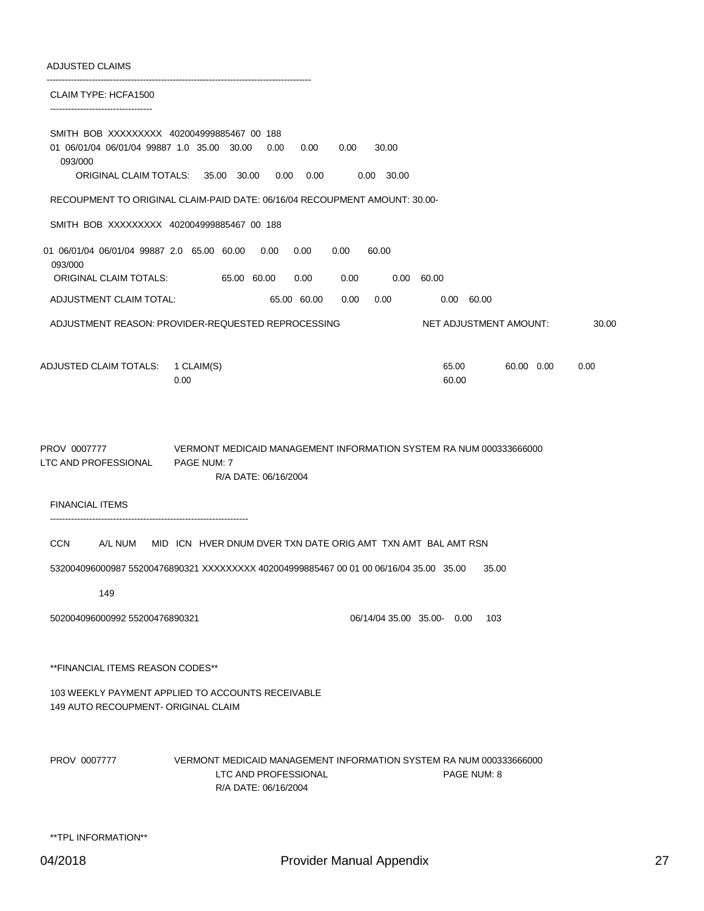ADJUSTED CLAIMS

```
---------------------------------------------------------------------------------------
 CLAIM TYPE: HCFA1500
 ----------------------------------

 SMITH  BOB  XXXXXXXXX  402004999885467  00  188
 01  06/01/04  06/01/04  99887  1.0   35.00   30.00     0.00      0.00       0.00      30.00
   093/000
      ORIGINAL CLAIM TOTALS:    35.00   30.00     0.00    0.00          0.00   30.00

 RECOUPMENT TO ORIGINAL CLAIM-PAID DATE: 06/16/04 RECOUPMENT AMOUNT: 30.00-

 SMITH  BOB  XXXXXXXXX  402004999885467  00  188

01  06/01/04  06/01/04  99887  2.0   65.00   60.00     0.00      0.00       0.00      60.00
  093/000
  ORIGINAL CLAIM TOTALS:              65.00   60.00       0.00        0.00         0.00    60.00

 ADJUSTMENT CLAIM TOTAL:                          65.00   60.00      0.00      0.00             0.00    60.00

 ADJUSTMENT REASON: PROVIDER-REQUESTED REPROCESSING                    NET ADJUSTMENT AMOUNT:          30.00


ADJUSTED CLAIM TOTALS:    1 CLAIM(S)                                                  65.00          60.00   0.00        0.00
                          0.00                                                        60.00



PROV  0007777             VERMONT MEDICAID MANAGEMENT INFORMATION SYSTEM RA NUM 000333666000
LTC AND PROFESSIONAL      PAGE NUM: 7
                                  R/A DATE: 06/16/2004

 FINANCIAL ITEMS
 -------------------------------------------------------------------

 CCN       A/L NUM     MID   ICN   HVER DNUM DVER TXN DATE ORIG AMT  TXN AMT  BAL AMT RSN

 532004096000987 55200476890321 XXXXXXXXX 402004999885467 00 01 00 06/16/04 35.00   35.00       35.00

            149

 502004096000992 55200476890321                                          06/14/04 35.00   35.00-    0.00     103


 **FINANCIAL ITEMS REASON CODES**

 103 WEEKLY PAYMENT APPLIED TO ACCOUNTS RECEIVABLE
 149 AUTO RECOUPMENT- ORIGINAL CLAIM


 PROV  0007777            VERMONT MEDICAID MANAGEMENT INFORMATION SYSTEM RA NUM 000333666000
                                  LTC AND PROFESSIONAL                          PAGE NUM: 8
                                  R/A DATE: 06/16/2004


 **TPL INFORMATION**
```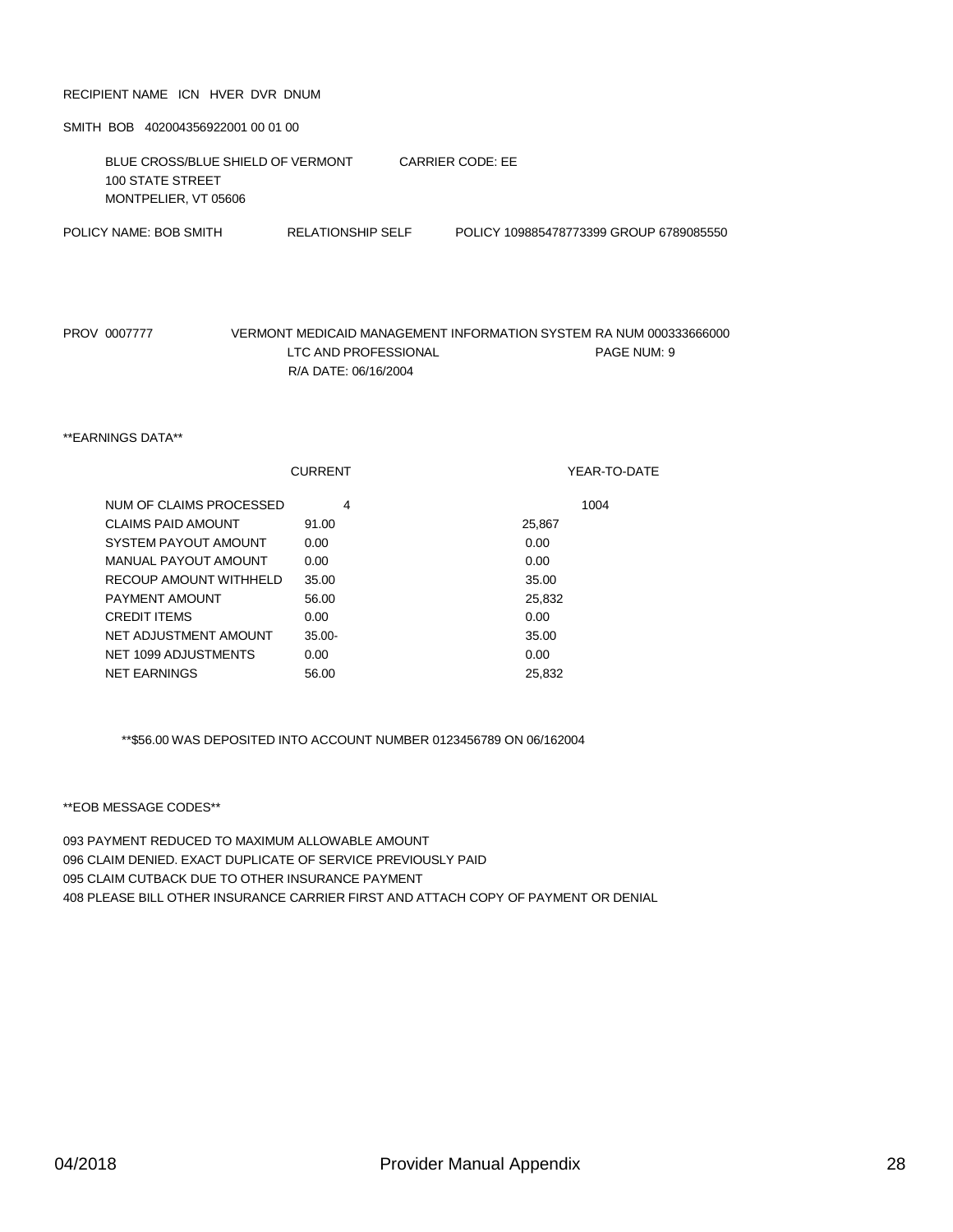RECIPIENT NAME ICN HVER DVR DNUM

SMITH BOB 402004356922001 00 01 00

BLUE CROSS/BLUE SHIELD OF VERMONT CARRIER CODE: EE
100 STATE STREET
MONTPELIER, VT 05606

POLICY NAME: BOB SMITH RELATIONSHIP SELF POLICY 109885478773399 GROUP 6789085550

PROV 0007777 VERMONT MEDICAID MANAGEMENT INFORMATION SYSTEM RA NUM 000333666000
LTC AND PROFESSIONAL PAGE NUM: 9
R/A DATE: 06/16/2004

**EARNINGS DATA**

| | CURRENT | YEAR-TO-DATE |
|---|---|---|
| NUM OF CLAIMS PROCESSED | 4 | 1004 |
| CLAIMS PAID AMOUNT | 91.00 | 25,867 |
| SYSTEM PAYOUT AMOUNT | 0.00 | 0.00 |
| MANUAL PAYOUT AMOUNT | 0.00 | 0.00 |
| RECOUP AMOUNT WITHHELD | 35.00 | 35.00 |
| PAYMENT AMOUNT | 56.00 | 25,832 |
| CREDIT ITEMS | 0.00 | 0.00 |
| NET ADJUSTMENT AMOUNT | 35.00- | 35.00 |
| NET 1099 ADJUSTMENTS | 0.00 | 0.00 |
| NET EARNINGS | 56.00 | 25,832 |

**$56.00 WAS DEPOSITED INTO ACCOUNT NUMBER 0123456789 ON 06/162004

**EOB MESSAGE CODES**

093 PAYMENT REDUCED TO MAXIMUM ALLOWABLE AMOUNT
096 CLAIM DENIED. EXACT DUPLICATE OF SERVICE PREVIOUSLY PAID
095 CLAIM CUTBACK DUE TO OTHER INSURANCE PAYMENT
408 PLEASE BILL OTHER INSURANCE CARRIER FIRST AND ATTACH COPY OF PAYMENT OR DENIAL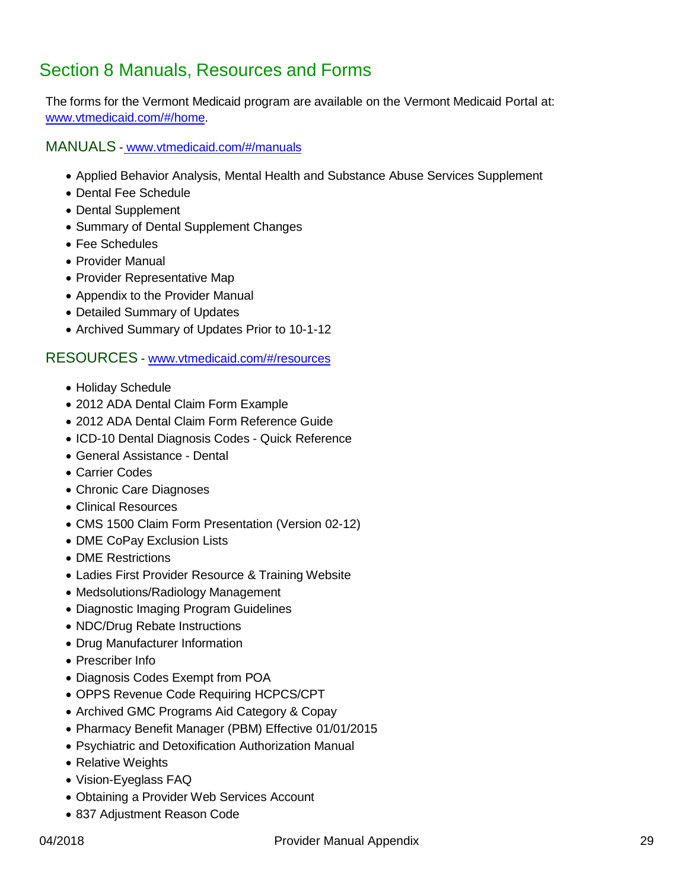# Section 8 Manuals, Resources and Forms

The forms for the Vermont Medicaid program are available on the Vermont Medicaid Portal at: [www.vtmedicaid.com/#/home](www.vtmedicaid.com/#/home).

## MANUALS - [www.vtmedicaid.com/#/manuals](www.vtmedicaid.com/#/manuals)

- Applied Behavior Analysis, Mental Health and Substance Abuse Services Supplement
- Dental Fee Schedule
- Dental Supplement
- Summary of Dental Supplement Changes
- Fee Schedules
- Provider Manual
- Provider Representative Map
- Appendix to the Provider Manual
- Detailed Summary of Updates
- Archived Summary of Updates Prior to 10-1-12

## RESOURCES - [www.vtmedicaid.com/#/resources](www.vtmedicaid.com/#/resources)

- Holiday Schedule
- 2012 ADA Dental Claim Form Example
- 2012 ADA Dental Claim Form Reference Guide
- ICD-10 Dental Diagnosis Codes - Quick Reference
- General Assistance - Dental
- Carrier Codes
- Chronic Care Diagnoses
- Clinical Resources
- CMS 1500 Claim Form Presentation (Version 02-12)
- DME CoPay Exclusion Lists
- DME Restrictions
- Ladies First Provider Resource & Training Website
- Medsolutions/Radiology Management
- Diagnostic Imaging Program Guidelines
- NDC/Drug Rebate Instructions
- Drug Manufacturer Information
- Prescriber Info
- Diagnosis Codes Exempt from POA
- OPPS Revenue Code Requiring HCPCS/CPT
- Archived GMC Programs Aid Category & Copay
- Pharmacy Benefit Manager (PBM) Effective 01/01/2015
- Psychiatric and Detoxification Authorization Manual
- Relative Weights
- Vision-Eyeglass FAQ
- Obtaining a Provider Web Services Account
- 837 Adjustment Reason Code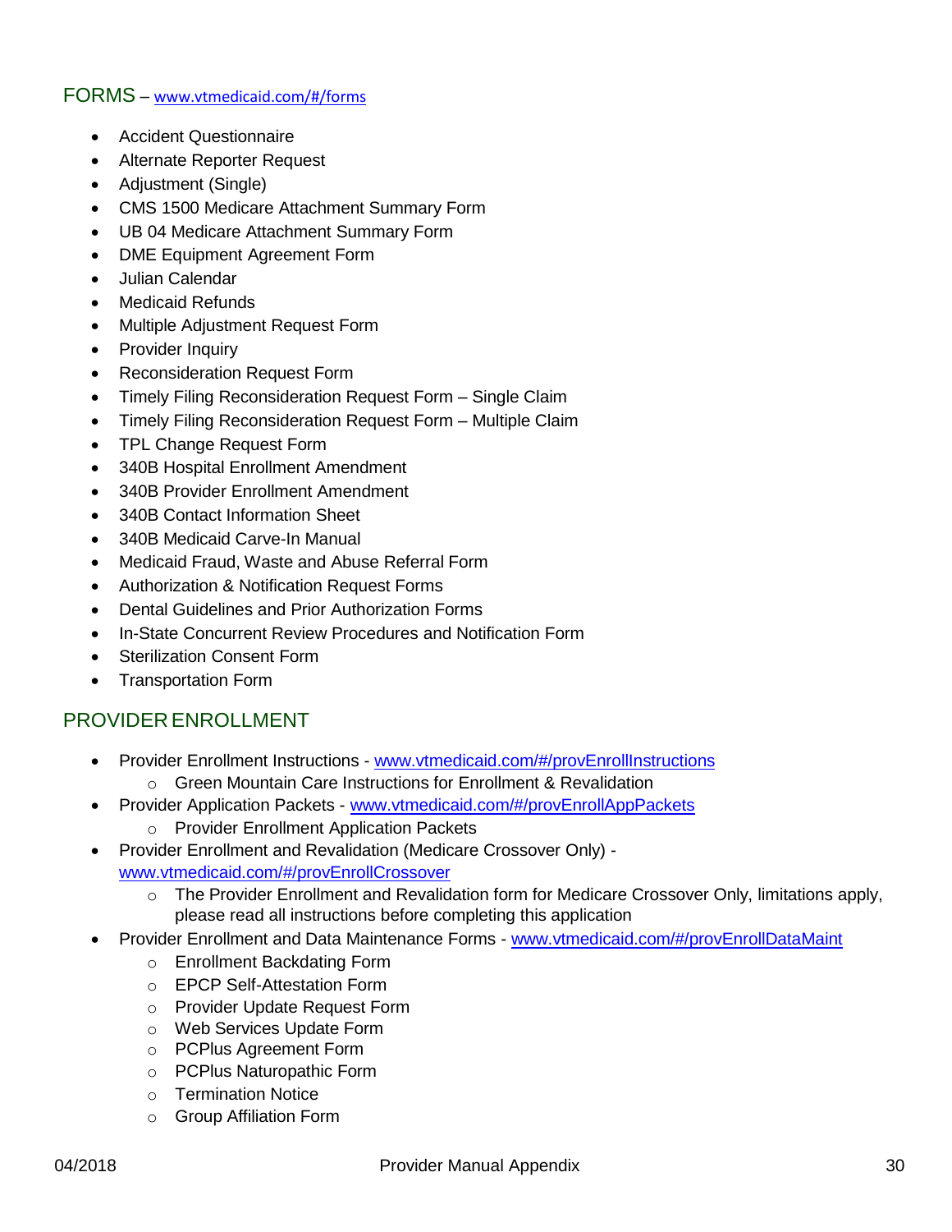## FORMS – www.vtmedicaid.com/#/forms

- Accident Questionnaire
- Alternate Reporter Request
- Adjustment (Single)
- CMS 1500 Medicare Attachment Summary Form
- UB 04 Medicare Attachment Summary Form
- DME Equipment Agreement Form
- Julian Calendar
- Medicaid Refunds
- Multiple Adjustment Request Form
- Provider Inquiry
- Reconsideration Request Form
- Timely Filing Reconsideration Request Form – Single Claim
- Timely Filing Reconsideration Request Form – Multiple Claim
- TPL Change Request Form
- 340B Hospital Enrollment Amendment
- 340B Provider Enrollment Amendment
- 340B Contact Information Sheet
- 340B Medicaid Carve-In Manual
- Medicaid Fraud, Waste and Abuse Referral Form
- Authorization & Notification Request Forms
- Dental Guidelines and Prior Authorization Forms
- In-State Concurrent Review Procedures and Notification Form
- Sterilization Consent Form
- Transportation Form

## PROVIDER ENROLLMENT

- Provider Enrollment Instructions - www.vtmedicaid.com/#/provEnrollInstructions
  - Green Mountain Care Instructions for Enrollment & Revalidation
- Provider Application Packets - www.vtmedicaid.com/#/provEnrollAppPackets
  - Provider Enrollment Application Packets
- Provider Enrollment and Revalidation (Medicare Crossover Only) - www.vtmedicaid.com/#/provEnrollCrossover
  - The Provider Enrollment and Revalidation form for Medicare Crossover Only, limitations apply, please read all instructions before completing this application
- Provider Enrollment and Data Maintenance Forms - www.vtmedicaid.com/#/provEnrollDataMaint
  - Enrollment Backdating Form
  - EPCP Self-Attestation Form
  - Provider Update Request Form
  - Web Services Update Form
  - PCPlus Agreement Form
  - PCPlus Naturopathic Form
  - Termination Notice
  - Group Affiliation Form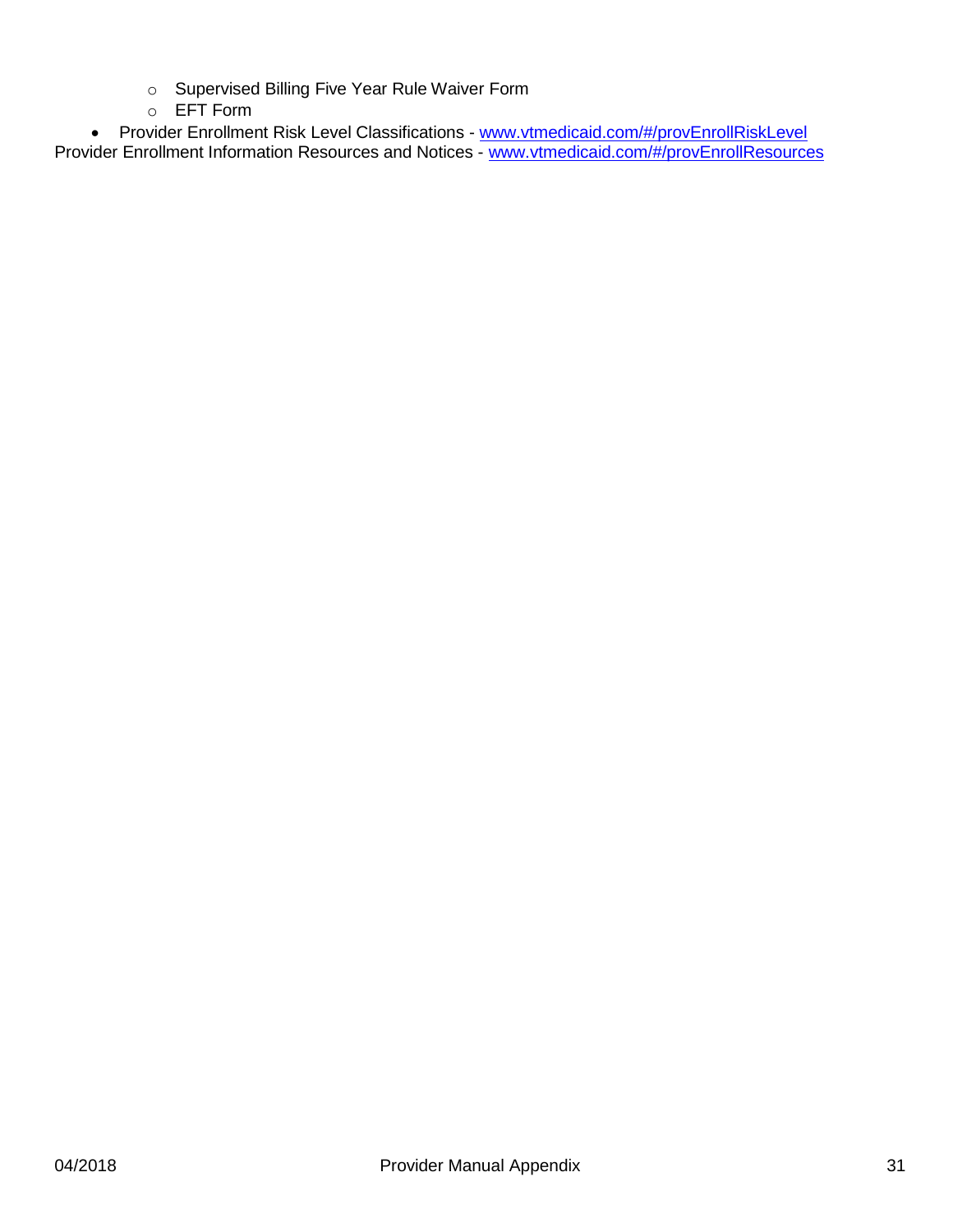- Supervised Billing Five Year Rule Waiver Form
  - EFT Form
- Provider Enrollment Risk Level Classifications - www.vtmedicaid.com/#/provEnrollRiskLevel

Provider Enrollment Information Resources and Notices - www.vtmedicaid.com/#/provEnrollResources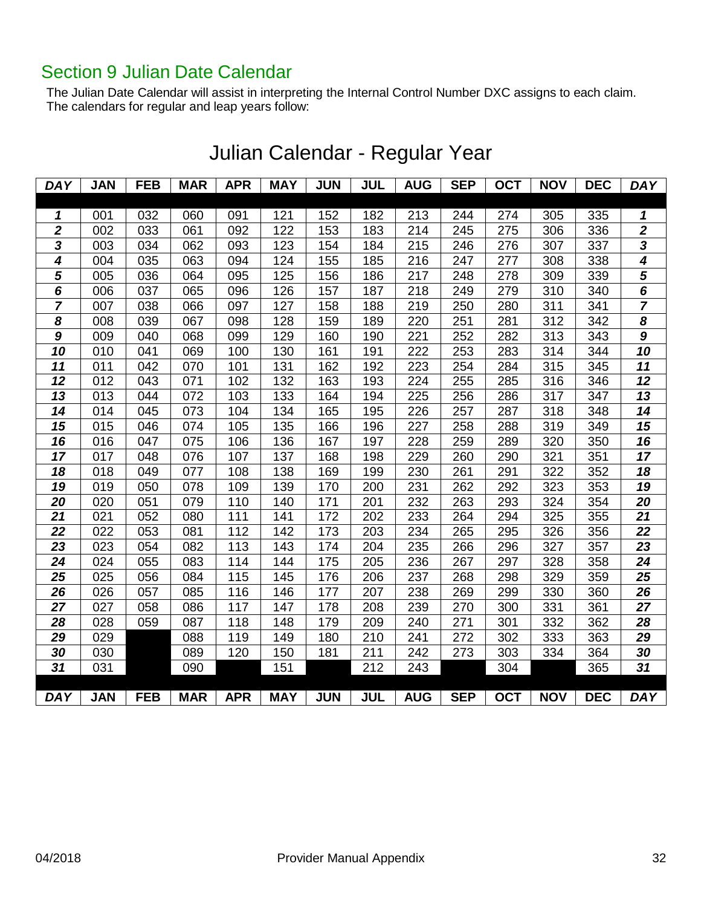## Section 9 Julian Date Calendar

The Julian Date Calendar will assist in interpreting the Internal Control Number DXC assigns to each claim. The calendars for regular and leap years follow:

# Julian Calendar - Regular Year

| DAY | JAN | FEB | MAR | APR | MAY | JUN | JUL | AUG | SEP | OCT | NOV | DEC | DAY |
|---|---|---|---|---|---|---|---|---|---|---|---|---|---|
| 1 | 001 | 032 | 060 | 091 | 121 | 152 | 182 | 213 | 244 | 274 | 305 | 335 | 1 |
| 2 | 002 | 033 | 061 | 092 | 122 | 153 | 183 | 214 | 245 | 275 | 306 | 336 | 2 |
| 3 | 003 | 034 | 062 | 093 | 123 | 154 | 184 | 215 | 246 | 276 | 307 | 337 | 3 |
| 4 | 004 | 035 | 063 | 094 | 124 | 155 | 185 | 216 | 247 | 277 | 308 | 338 | 4 |
| 5 | 005 | 036 | 064 | 095 | 125 | 156 | 186 | 217 | 248 | 278 | 309 | 339 | 5 |
| 6 | 006 | 037 | 065 | 096 | 126 | 157 | 187 | 218 | 249 | 279 | 310 | 340 | 6 |
| 7 | 007 | 038 | 066 | 097 | 127 | 158 | 188 | 219 | 250 | 280 | 311 | 341 | 7 |
| 8 | 008 | 039 | 067 | 098 | 128 | 159 | 189 | 220 | 251 | 281 | 312 | 342 | 8 |
| 9 | 009 | 040 | 068 | 099 | 129 | 160 | 190 | 221 | 252 | 282 | 313 | 343 | 9 |
| 10 | 010 | 041 | 069 | 100 | 130 | 161 | 191 | 222 | 253 | 283 | 314 | 344 | 10 |
| 11 | 011 | 042 | 070 | 101 | 131 | 162 | 192 | 223 | 254 | 284 | 315 | 345 | 11 |
| 12 | 012 | 043 | 071 | 102 | 132 | 163 | 193 | 224 | 255 | 285 | 316 | 346 | 12 |
| 13 | 013 | 044 | 072 | 103 | 133 | 164 | 194 | 225 | 256 | 286 | 317 | 347 | 13 |
| 14 | 014 | 045 | 073 | 104 | 134 | 165 | 195 | 226 | 257 | 287 | 318 | 348 | 14 |
| 15 | 015 | 046 | 074 | 105 | 135 | 166 | 196 | 227 | 258 | 288 | 319 | 349 | 15 |
| 16 | 016 | 047 | 075 | 106 | 136 | 167 | 197 | 228 | 259 | 289 | 320 | 350 | 16 |
| 17 | 017 | 048 | 076 | 107 | 137 | 168 | 198 | 229 | 260 | 290 | 321 | 351 | 17 |
| 18 | 018 | 049 | 077 | 108 | 138 | 169 | 199 | 230 | 261 | 291 | 322 | 352 | 18 |
| 19 | 019 | 050 | 078 | 109 | 139 | 170 | 200 | 231 | 262 | 292 | 323 | 353 | 19 |
| 20 | 020 | 051 | 079 | 110 | 140 | 171 | 201 | 232 | 263 | 293 | 324 | 354 | 20 |
| 21 | 021 | 052 | 080 | 111 | 141 | 172 | 202 | 233 | 264 | 294 | 325 | 355 | 21 |
| 22 | 022 | 053 | 081 | 112 | 142 | 173 | 203 | 234 | 265 | 295 | 326 | 356 | 22 |
| 23 | 023 | 054 | 082 | 113 | 143 | 174 | 204 | 235 | 266 | 296 | 327 | 357 | 23 |
| 24 | 024 | 055 | 083 | 114 | 144 | 175 | 205 | 236 | 267 | 297 | 328 | 358 | 24 |
| 25 | 025 | 056 | 084 | 115 | 145 | 176 | 206 | 237 | 268 | 298 | 329 | 359 | 25 |
| 26 | 026 | 057 | 085 | 116 | 146 | 177 | 207 | 238 | 269 | 299 | 330 | 360 | 26 |
| 27 | 027 | 058 | 086 | 117 | 147 | 178 | 208 | 239 | 270 | 300 | 331 | 361 | 27 |
| 28 | 028 | 059 | 087 | 118 | 148 | 179 | 209 | 240 | 271 | 301 | 332 | 362 | 28 |
| 29 | 029 | | 088 | 119 | 149 | 180 | 210 | 241 | 272 | 302 | 333 | 363 | 29 |
| 30 | 030 | | 089 | 120 | 150 | 181 | 211 | 242 | 273 | 303 | 334 | 364 | 30 |
| 31 | 031 | | 090 | | 151 | | 212 | 243 | | 304 | | 365 | 31 |
| DAY | JAN | FEB | MAR | APR | MAY | JUN | JUL | AUG | SEP | OCT | NOV | DEC | DAY |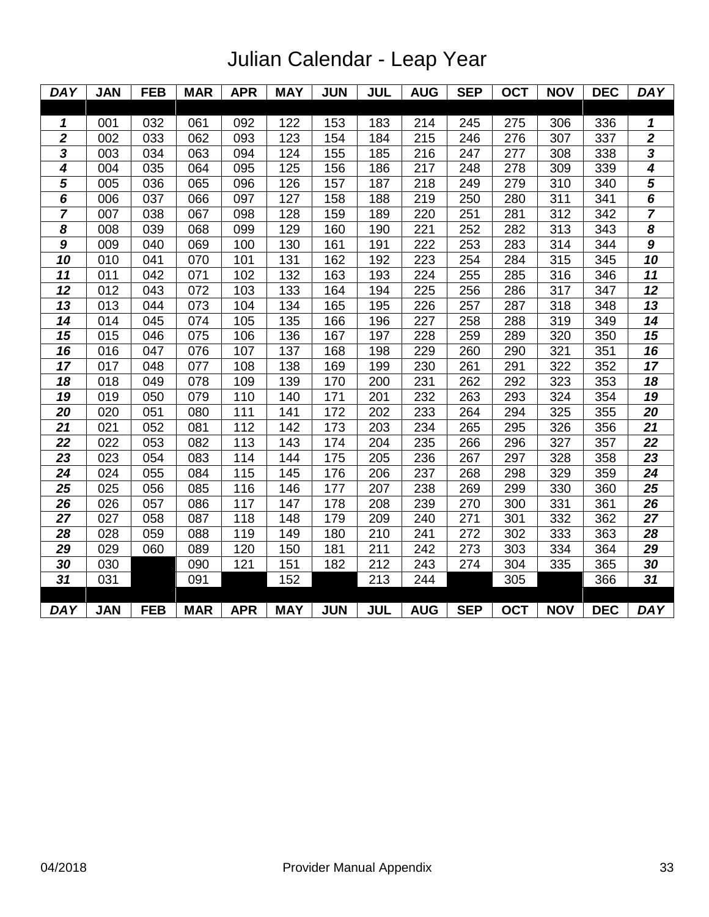# Julian Calendar - Leap Year

| ***DAY*** | **JAN** | **FEB** | **MAR** | **APR** | **MAY** | **JUN** | **JUL** | **AUG** | **SEP** | **OCT** | **NOV** | **DEC** | ***DAY*** |
|---|---|---|---|---|---|---|---|---|---|---|---|---|---|
| ***1*** | 001 | 032 | 061 | 092 | 122 | 153 | 183 | 214 | 245 | 275 | 306 | 336 | ***1*** |
| ***2*** | 002 | 033 | 062 | 093 | 123 | 154 | 184 | 215 | 246 | 276 | 307 | 337 | ***2*** |
| ***3*** | 003 | 034 | 063 | 094 | 124 | 155 | 185 | 216 | 247 | 277 | 308 | 338 | ***3*** |
| ***4*** | 004 | 035 | 064 | 095 | 125 | 156 | 186 | 217 | 248 | 278 | 309 | 339 | ***4*** |
| ***5*** | 005 | 036 | 065 | 096 | 126 | 157 | 187 | 218 | 249 | 279 | 310 | 340 | ***5*** |
| ***6*** | 006 | 037 | 066 | 097 | 127 | 158 | 188 | 219 | 250 | 280 | 311 | 341 | ***6*** |
| ***7*** | 007 | 038 | 067 | 098 | 128 | 159 | 189 | 220 | 251 | 281 | 312 | 342 | ***7*** |
| ***8*** | 008 | 039 | 068 | 099 | 129 | 160 | 190 | 221 | 252 | 282 | 313 | 343 | ***8*** |
| ***9*** | 009 | 040 | 069 | 100 | 130 | 161 | 191 | 222 | 253 | 283 | 314 | 344 | ***9*** |
| ***10*** | 010 | 041 | 070 | 101 | 131 | 162 | 192 | 223 | 254 | 284 | 315 | 345 | ***10*** |
| ***11*** | 011 | 042 | 071 | 102 | 132 | 163 | 193 | 224 | 255 | 285 | 316 | 346 | ***11*** |
| ***12*** | 012 | 043 | 072 | 103 | 133 | 164 | 194 | 225 | 256 | 286 | 317 | 347 | ***12*** |
| ***13*** | 013 | 044 | 073 | 104 | 134 | 165 | 195 | 226 | 257 | 287 | 318 | 348 | ***13*** |
| ***14*** | 014 | 045 | 074 | 105 | 135 | 166 | 196 | 227 | 258 | 288 | 319 | 349 | ***14*** |
| ***15*** | 015 | 046 | 075 | 106 | 136 | 167 | 197 | 228 | 259 | 289 | 320 | 350 | ***15*** |
| ***16*** | 016 | 047 | 076 | 107 | 137 | 168 | 198 | 229 | 260 | 290 | 321 | 351 | ***16*** |
| ***17*** | 017 | 048 | 077 | 108 | 138 | 169 | 199 | 230 | 261 | 291 | 322 | 352 | ***17*** |
| ***18*** | 018 | 049 | 078 | 109 | 139 | 170 | 200 | 231 | 262 | 292 | 323 | 353 | ***18*** |
| ***19*** | 019 | 050 | 079 | 110 | 140 | 171 | 201 | 232 | 263 | 293 | 324 | 354 | ***19*** |
| ***20*** | 020 | 051 | 080 | 111 | 141 | 172 | 202 | 233 | 264 | 294 | 325 | 355 | ***20*** |
| ***21*** | 021 | 052 | 081 | 112 | 142 | 173 | 203 | 234 | 265 | 295 | 326 | 356 | ***21*** |
| ***22*** | 022 | 053 | 082 | 113 | 143 | 174 | 204 | 235 | 266 | 296 | 327 | 357 | ***22*** |
| ***23*** | 023 | 054 | 083 | 114 | 144 | 175 | 205 | 236 | 267 | 297 | 328 | 358 | ***23*** |
| ***24*** | 024 | 055 | 084 | 115 | 145 | 176 | 206 | 237 | 268 | 298 | 329 | 359 | ***24*** |
| ***25*** | 025 | 056 | 085 | 116 | 146 | 177 | 207 | 238 | 269 | 299 | 330 | 360 | ***25*** |
| ***26*** | 026 | 057 | 086 | 117 | 147 | 178 | 208 | 239 | 270 | 300 | 331 | 361 | ***26*** |
| ***27*** | 027 | 058 | 087 | 118 | 148 | 179 | 209 | 240 | 271 | 301 | 332 | 362 | ***27*** |
| ***28*** | 028 | 059 | 088 | 119 | 149 | 180 | 210 | 241 | 272 | 302 | 333 | 363 | ***28*** |
| ***29*** | 029 | 060 | 089 | 120 | 150 | 181 | 211 | 242 | 273 | 303 | 334 | 364 | ***29*** |
| ***30*** | 030 | | 090 | 121 | 151 | 182 | 212 | 243 | 274 | 304 | 335 | 365 | ***30*** |
| ***31*** | 031 | | 091 | | 152 | | 213 | 244 | | 305 | | 366 | ***31*** |
| ***DAY*** | **JAN** | **FEB** | **MAR** | **APR** | **MAY** | **JUN** | **JUL** | **AUG** | **SEP** | **OCT** | **NOV** | **DEC** | ***DAY*** |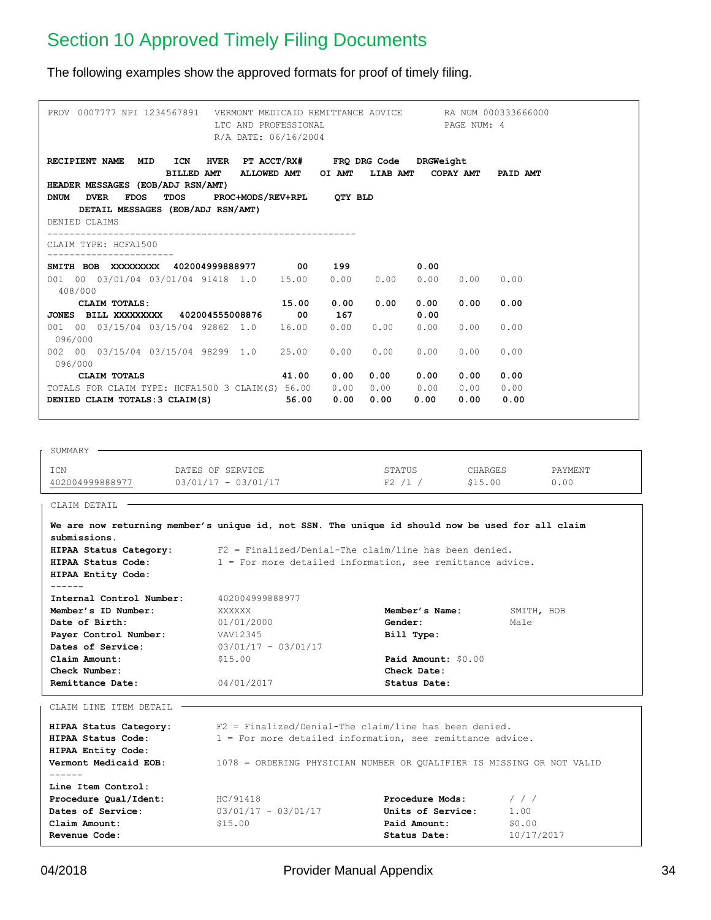# Section 10 Approved Timely Filing Documents

The following examples show the approved formats for proof of timely filing.

```
PROV 0007777 NPI 1234567891   VERMONT MEDICAID REMITTANCE ADVICE      RA NUM 000333666000
                              LTC AND PROFESSIONAL                     PAGE NUM: 4
                              R/A DATE: 06/16/2004

RECIPIENT NAME  MID   ICN  HVER  PT ACCT/RX#     FRQ DRG Code  DRGWeight
                     BILLED AMT   ALLOWED AMT   OI AMT   LIAB AMT   COPAY AMT   PAID AMT
HEADER MESSAGES (EOB/ADJ RSN/AMT)
DNUM  DVER  FDOS  TDOS    PROC+MODS/REV+RPL     QTY BLD
     DETAIL MESSAGES (EOB/ADJ RSN/AMT)
DENIED CLAIMS
-------------------------------------------------------
CLAIM TYPE: HCFA1500
----------------------
SMITH BOB  XXXXXXXXX  402004999888977       00     199           0.00
001  00  03/01/04 03/01/04 91418  1.0    15.00    0.00    0.00    0.00    0.00    0.00
 408/000
     CLAIM TOTALS:                         15.00    0.00    0.00    0.00    0.00    0.00
JONES  BILL XXXXXXXXX   402004555008876     00     167           0.00
001  00  03/15/04 03/15/04 92862  1.0    16.00    0.00    0.00    0.00    0.00    0.00
 096/000
002  00  03/15/04 03/15/04 98299  1.0    25.00    0.00    0.00    0.00    0.00    0.00
 096/000
     CLAIM TOTALS                          41.00    0.00   0.00    0.00    0.00    0.00
TOTALS FOR CLAIM TYPE: HCFA1500 3 CLAIM(S) 56.00    0.00   0.00    0.00    0.00    0.00
DENIED CLAIM TOTALS:3 CLAIM(S)             56.00    0.00   0.00    0.00    0.00    0.00
```

SUMMARY

| ICN | DATES OF SERVICE | STATUS | CHARGES | PAYMENT |
|---|---|---|---|---|
| 402004999888977 | 03/01/17 - 03/01/17 | F2 /1 / | $15.00 | 0.00 |

CLAIM DETAIL

**We are now returning member's unique id, not SSN. The unique id should now be used for all claim submissions.**

**HIPAA Status Category:** F2 = Finalized/Denial-The claim/line has been denied.
**HIPAA Status Code:** 1 = For more detailed information, see remittance advice.
**HIPAA Entity Code:**
------

| | | | |
|---|---|---|---|
| **Internal Control Number:** | 402004999888977 | | |
| **Member's ID Number:** | XXXXXX | **Member's Name:** | SMITH, BOB |
| **Date of Birth:** | 01/01/2000 | **Gender:** | Male |
| **Payer Control Number:** | VAV12345 | **Bill Type:** | |
| **Dates of Service:** | 03/01/17 - 03/01/17 | | |
| **Claim Amount:** | $15.00 | **Paid Amount:** | $0.00 |
| **Check Number:** | | **Check Date:** | |
| **Remittance Date:** | 04/01/2017 | **Status Date:** | |

CLAIM LINE ITEM DETAIL

**HIPAA Status Category:** F2 = Finalized/Denial-The claim/line has been denied.
**HIPAA Status Code:** 1 = For more detailed information, see remittance advice.
**HIPAA Entity Code:**
**Vermont Medicaid EOB:** 1078 = ORDERING PHYSICIAN NUMBER OR QUALIFIER IS MISSING OR NOT VALID
------

| | | | |
|---|---|---|---|
| **Line Item Control:** | | | |
| **Procedure Qual/Ident:** | HC/91418 | **Procedure Mods:** | / / / |
| **Dates of Service:** | 03/01/17 - 03/01/17 | **Units of Service:** | 1.00 |
| **Claim Amount:** | $15.00 | **Paid Amount:** | $0.00 |
| **Revenue Code:** | | **Status Date:** | 10/17/2017 |